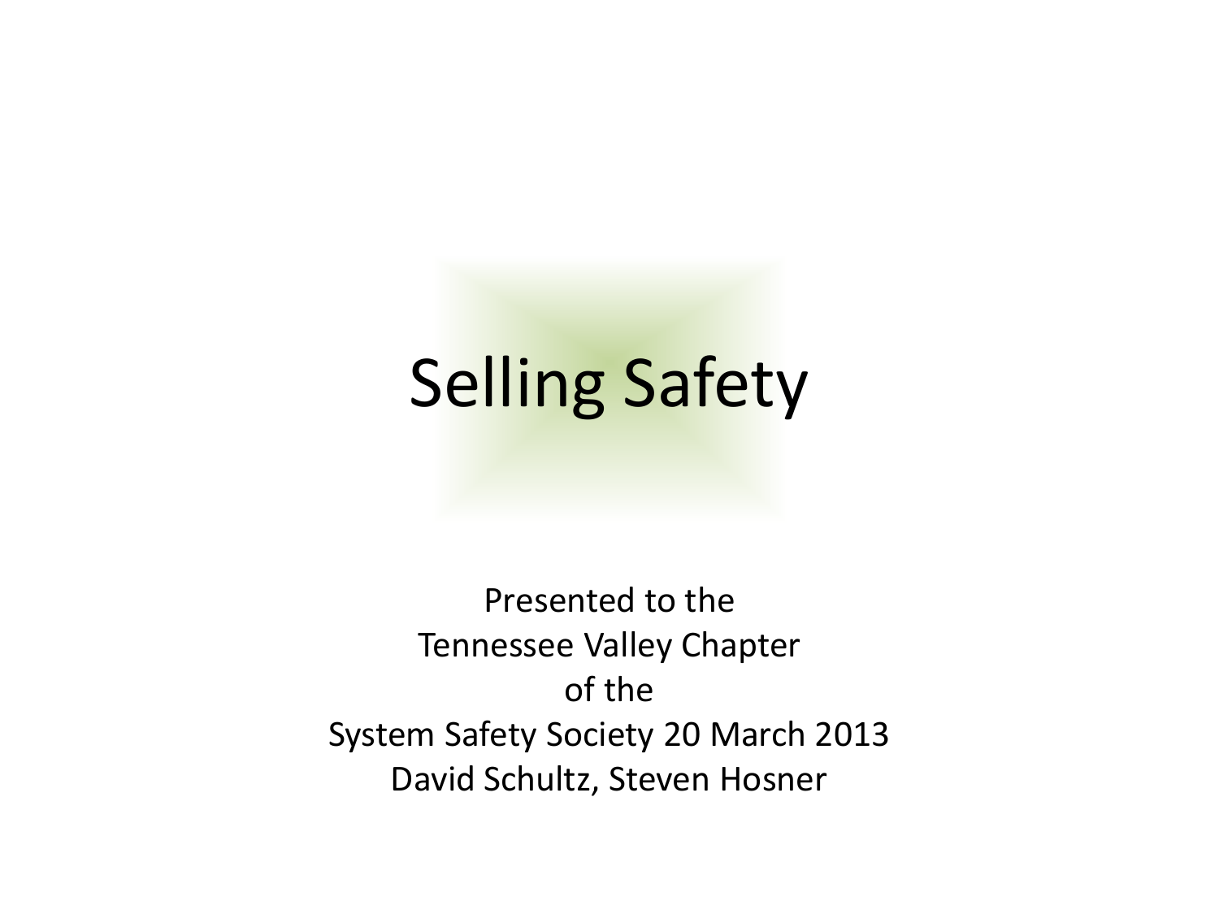# Selling Safety

Presented to the
Tennessee Valley Chapter
of the
System Safety Society 20 March 2013
David Schultz, Steven Hosner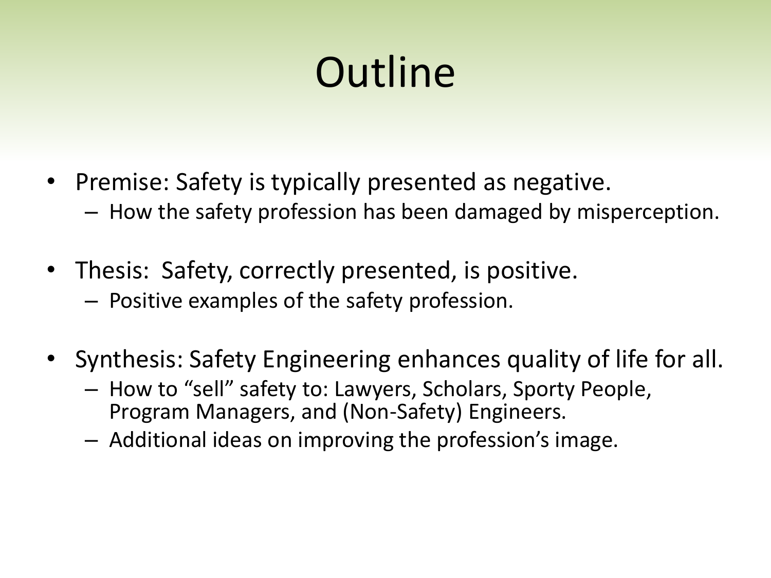# Outline

- Premise: Safety is typically presented as negative.
  - How the safety profession has been damaged by misperception.
- Thesis: Safety, correctly presented, is positive.
  - Positive examples of the safety profession.
- Synthesis: Safety Engineering enhances quality of life for all.
  - How to "sell" safety to: Lawyers, Scholars, Sporty People, Program Managers, and (Non-Safety) Engineers.
  - Additional ideas on improving the profession's image.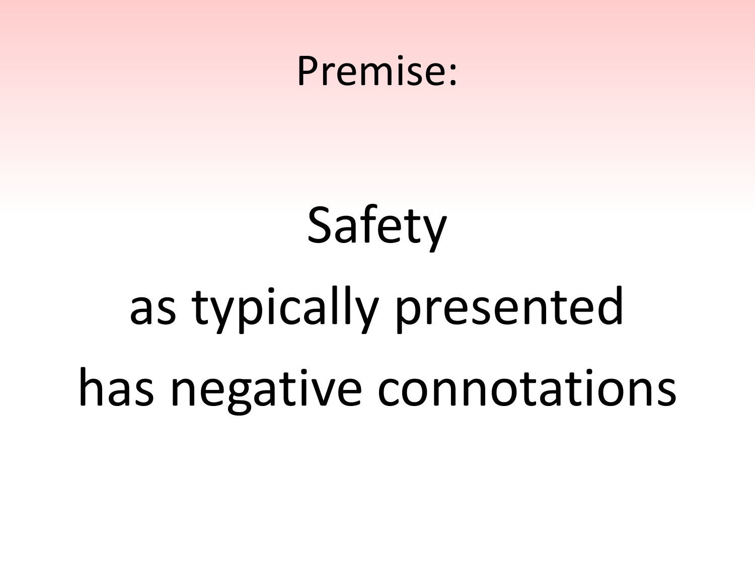# Premise:

Safety

as typically presented

has negative connotations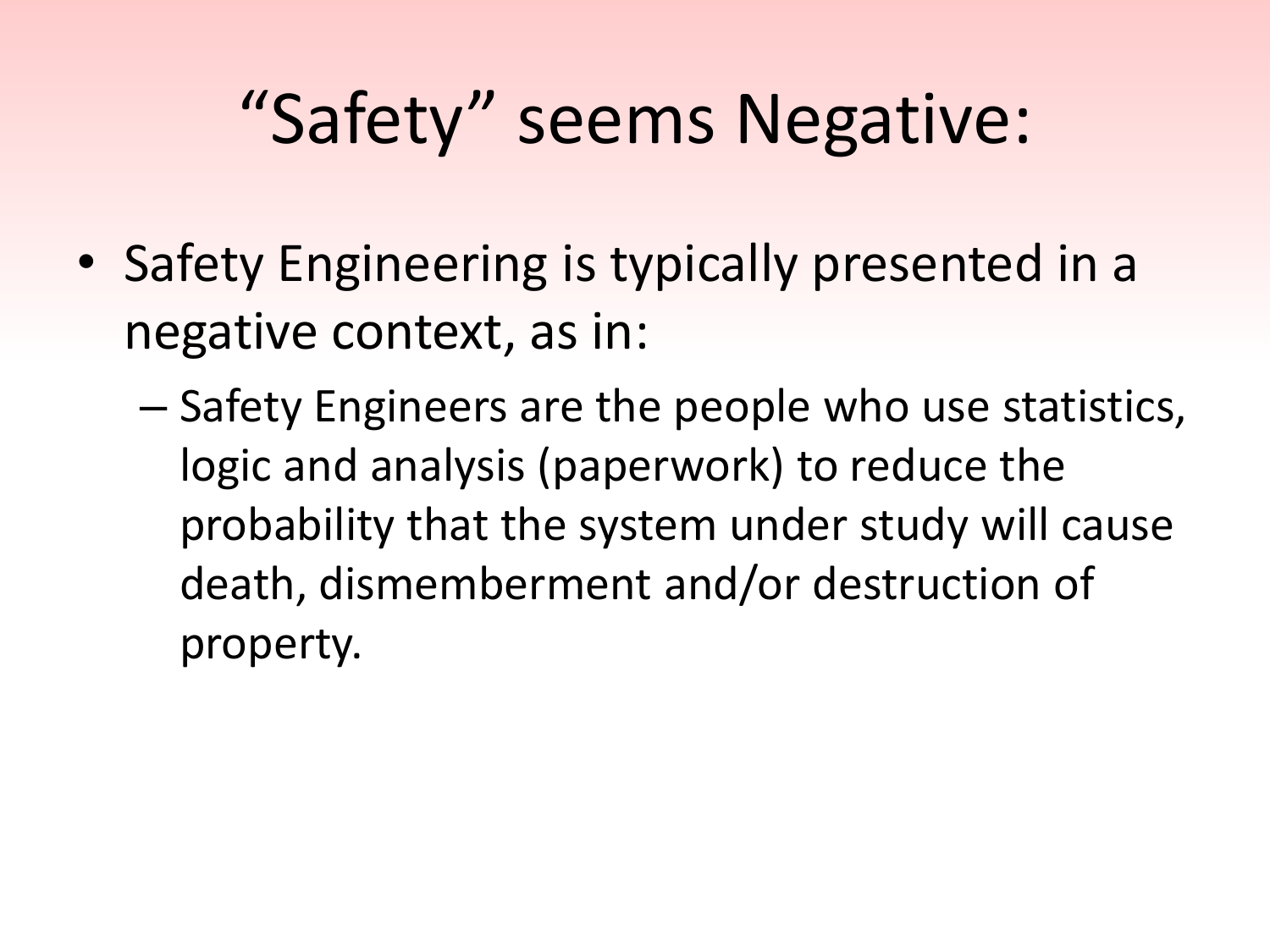# "Safety" seems Negative:

- Safety Engineering is typically presented in a negative context, as in:
  - Safety Engineers are the people who use statistics, logic and analysis (paperwork) to reduce the probability that the system under study will cause death, dismemberment and/or destruction of property.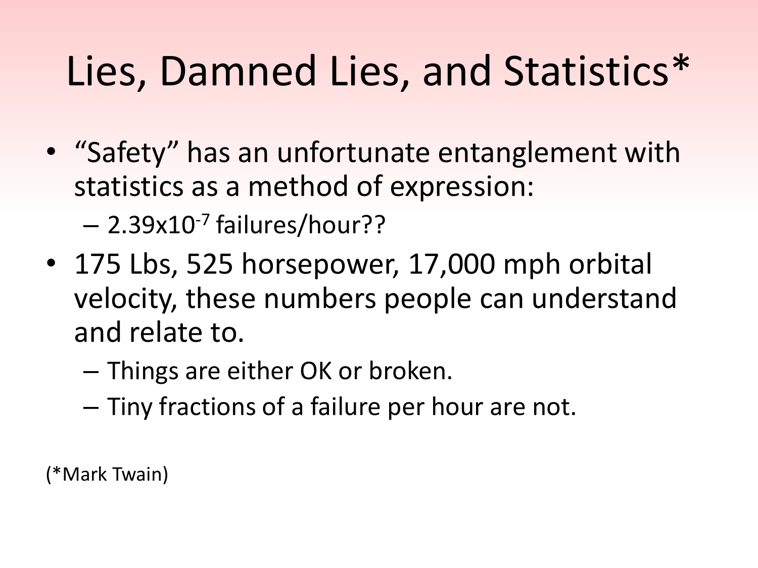# Lies, Damned Lies, and Statistics*

- "Safety" has an unfortunate entanglement with statistics as a method of expression:
  - $2.39 \times 10^{-7}$ failures/hour??
- 175 Lbs, 525 horsepower, 17,000 mph orbital velocity, these numbers people can understand and relate to.
  - Things are either OK or broken.
  - Tiny fractions of a failure per hour are not.

(*Mark Twain)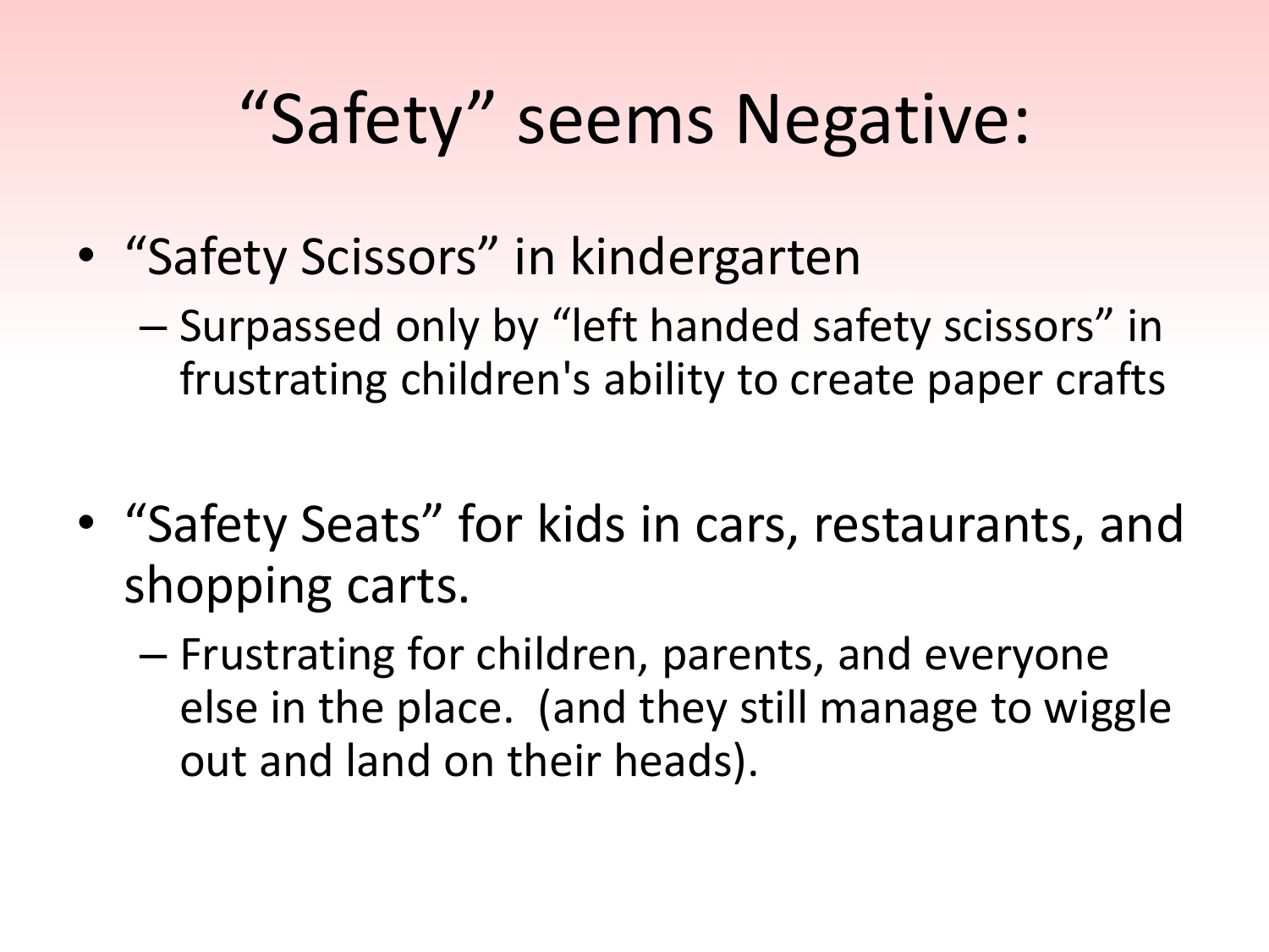# "Safety" seems Negative:

- "Safety Scissors" in kindergarten
  - Surpassed only by "left handed safety scissors" in frustrating children's ability to create paper crafts
- "Safety Seats" for kids in cars, restaurants, and shopping carts.
  - Frustrating for children, parents, and everyone else in the place. (and they still manage to wiggle out and land on their heads).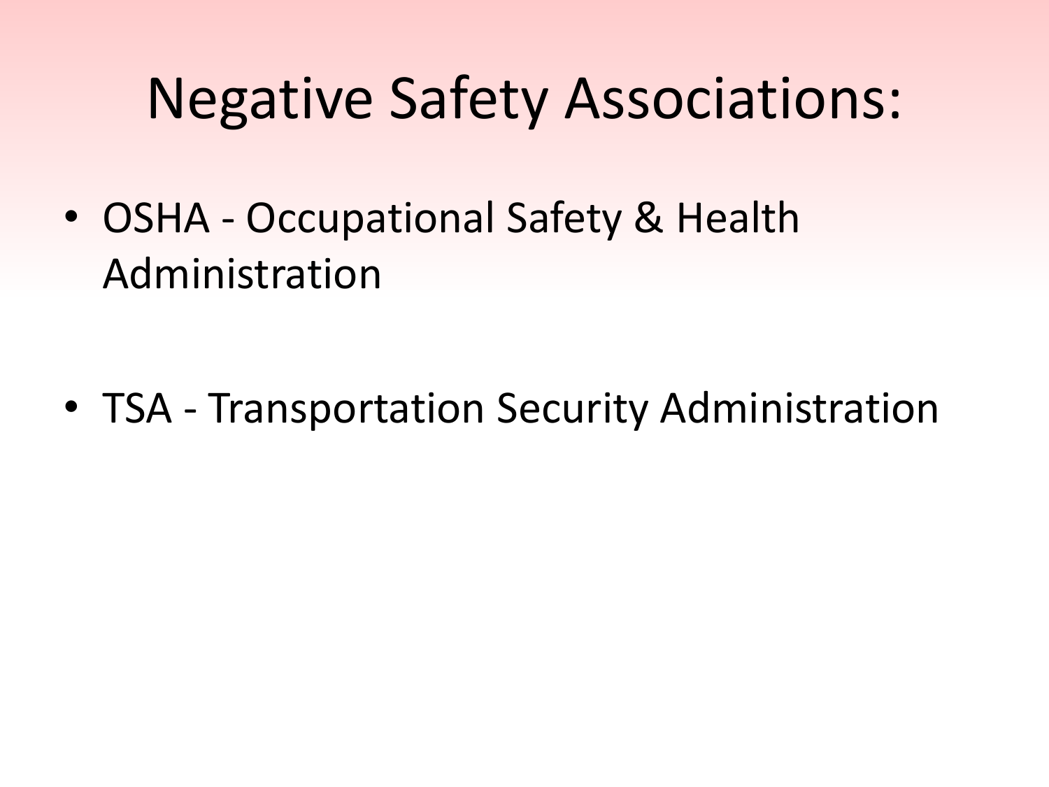# Negative Safety Associations:

- OSHA - Occupational Safety & Health Administration

- TSA - Transportation Security Administration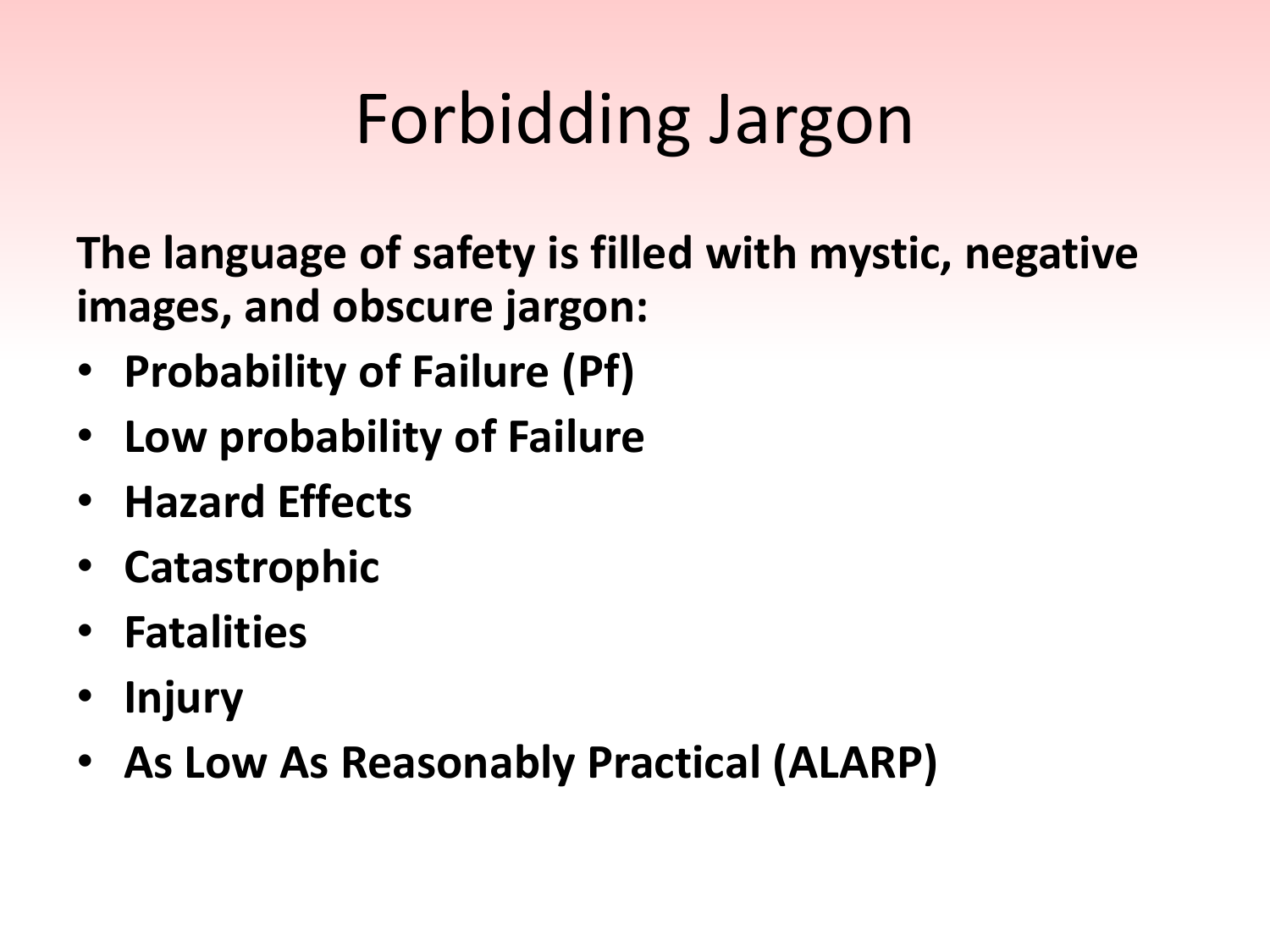# Forbidding Jargon

**The language of safety is filled with mystic, negative images, and obscure jargon:**

- **Probability of Failure (Pf)**
- **Low probability of Failure**
- **Hazard Effects**
- **Catastrophic**
- **Fatalities**
- **Injury**
- **As Low As Reasonably Practical (ALARP)**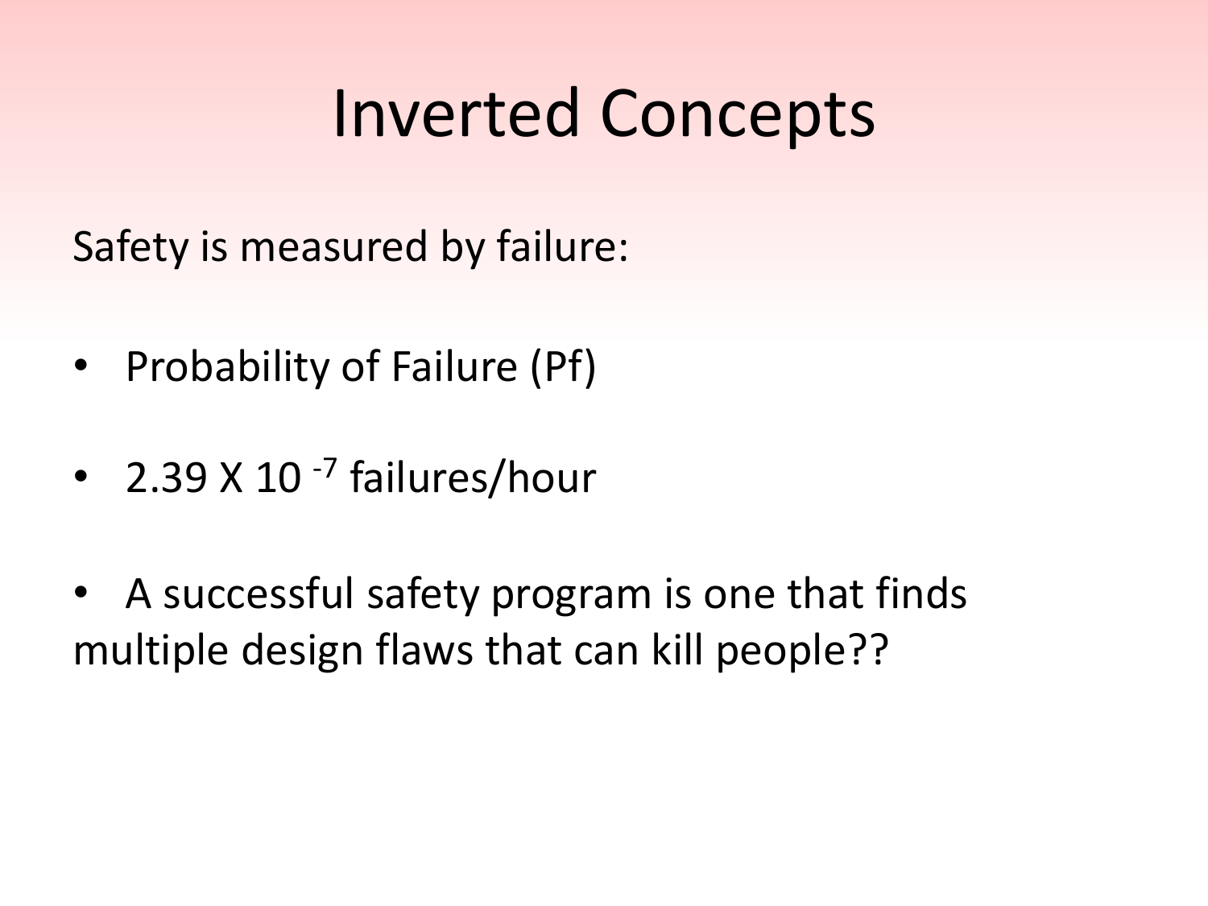# Inverted Concepts

Safety is measured by failure:

- Probability of Failure (Pf)
- $2.39 \times 10^{-7}$ failures/hour
- A successful safety program is one that finds multiple design flaws that can kill people??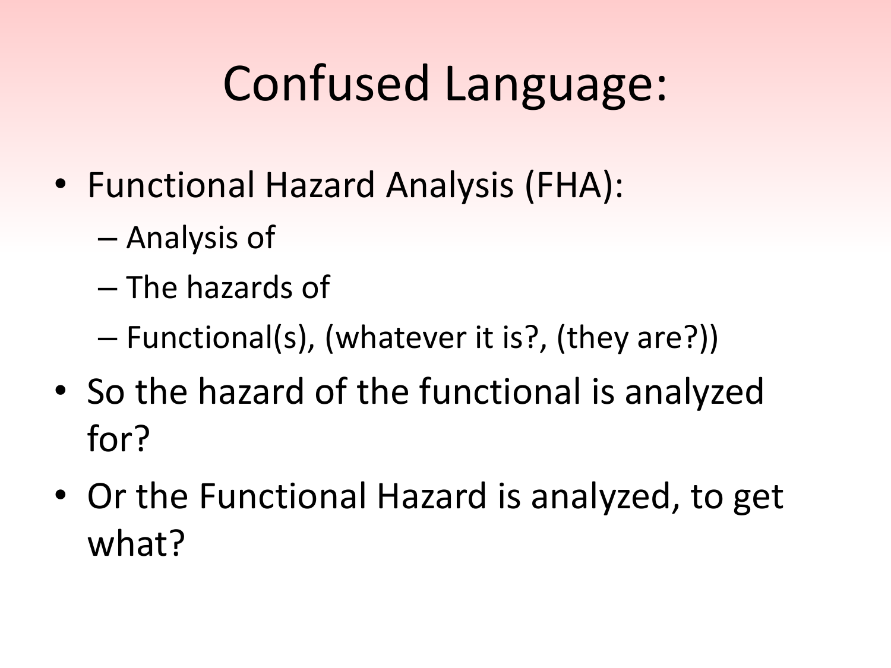# Confused Language:

- Functional Hazard Analysis (FHA):
  - Analysis of
  - The hazards of
  - Functional(s), (whatever it is?, (they are?))
- So the hazard of the functional is analyzed for?
- Or the Functional Hazard is analyzed, to get what?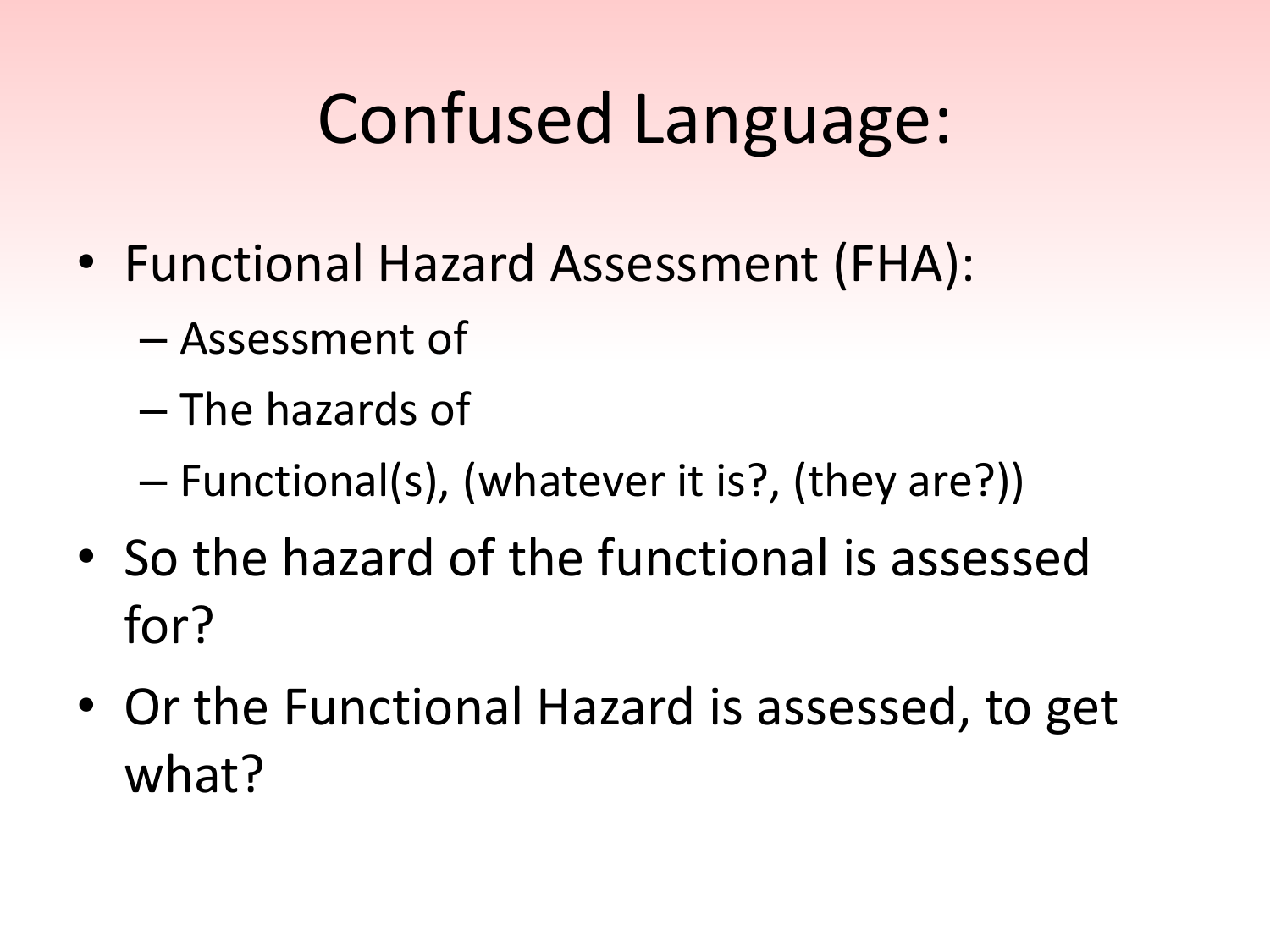# Confused Language:

- Functional Hazard Assessment (FHA):
  - Assessment of
  - The hazards of
  - Functional(s), (whatever it is?, (they are?))
- So the hazard of the functional is assessed for?
- Or the Functional Hazard is assessed, to get what?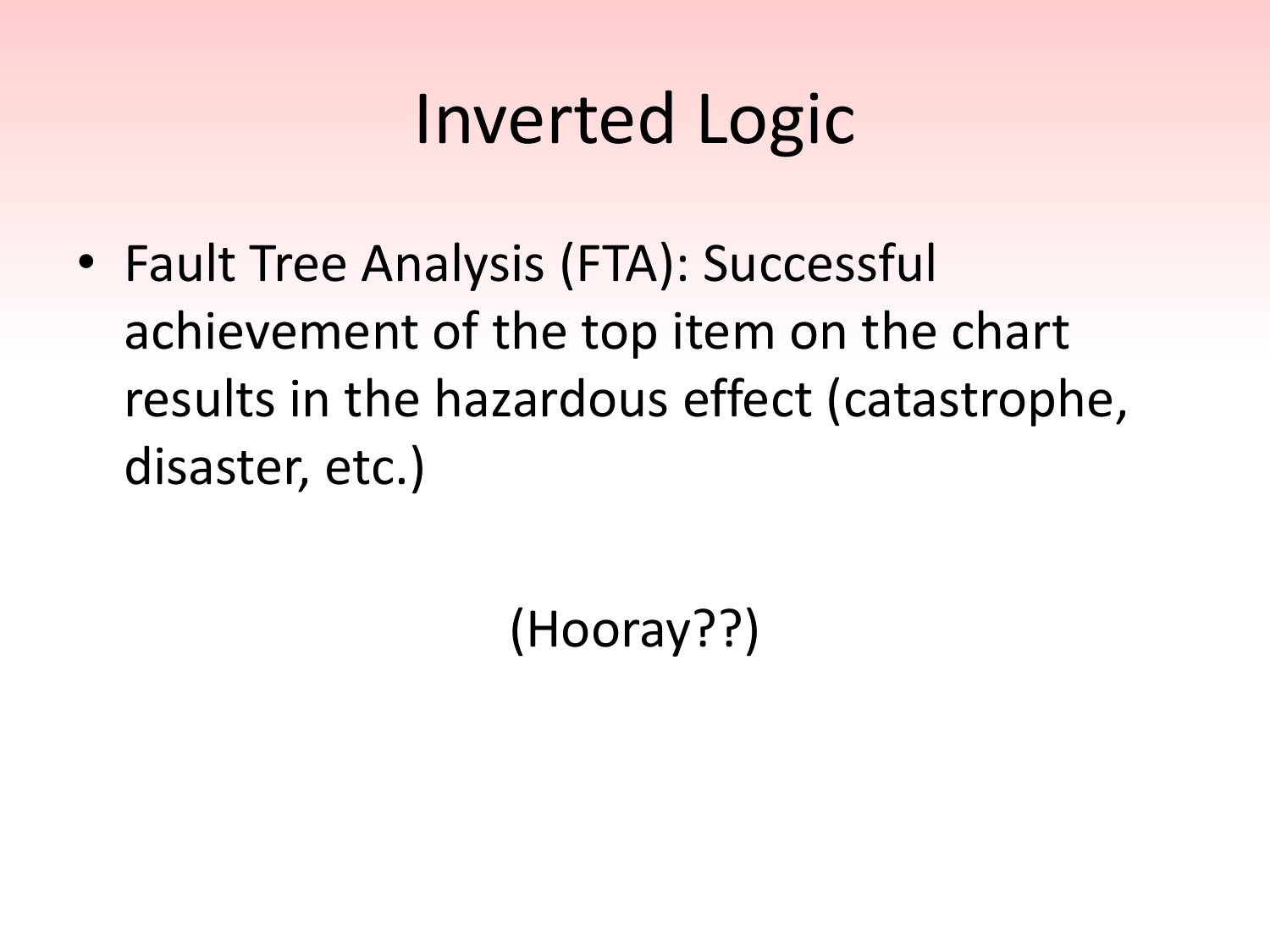# Inverted Logic

- Fault Tree Analysis (FTA): Successful achievement of the top item on the chart results in the hazardous effect (catastrophe, disaster, etc.)

(Hooray??)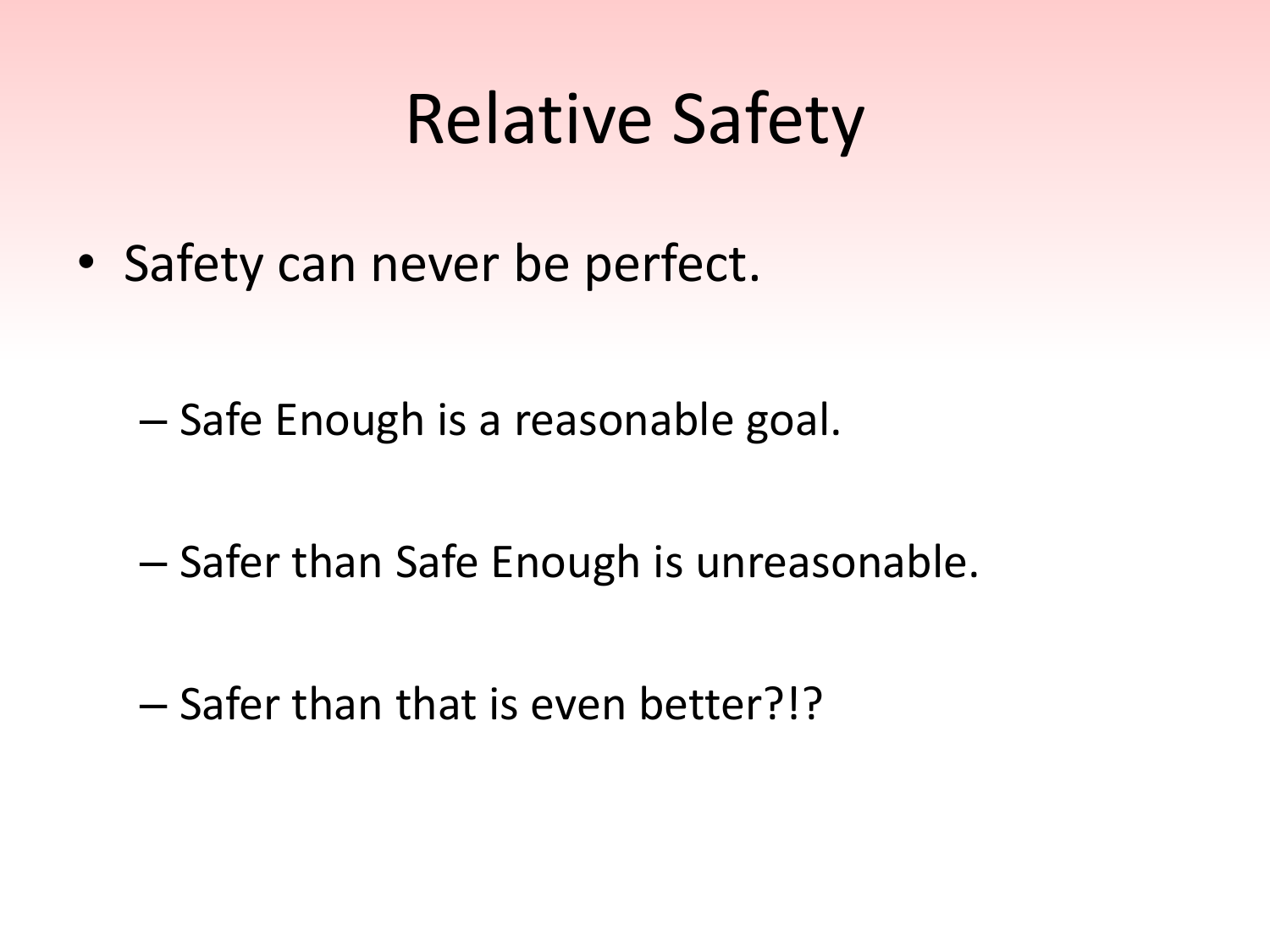# Relative Safety

- Safety can never be perfect.
  - Safe Enough is a reasonable goal.
  - Safer than Safe Enough is unreasonable.
  - Safer than that is even better?!?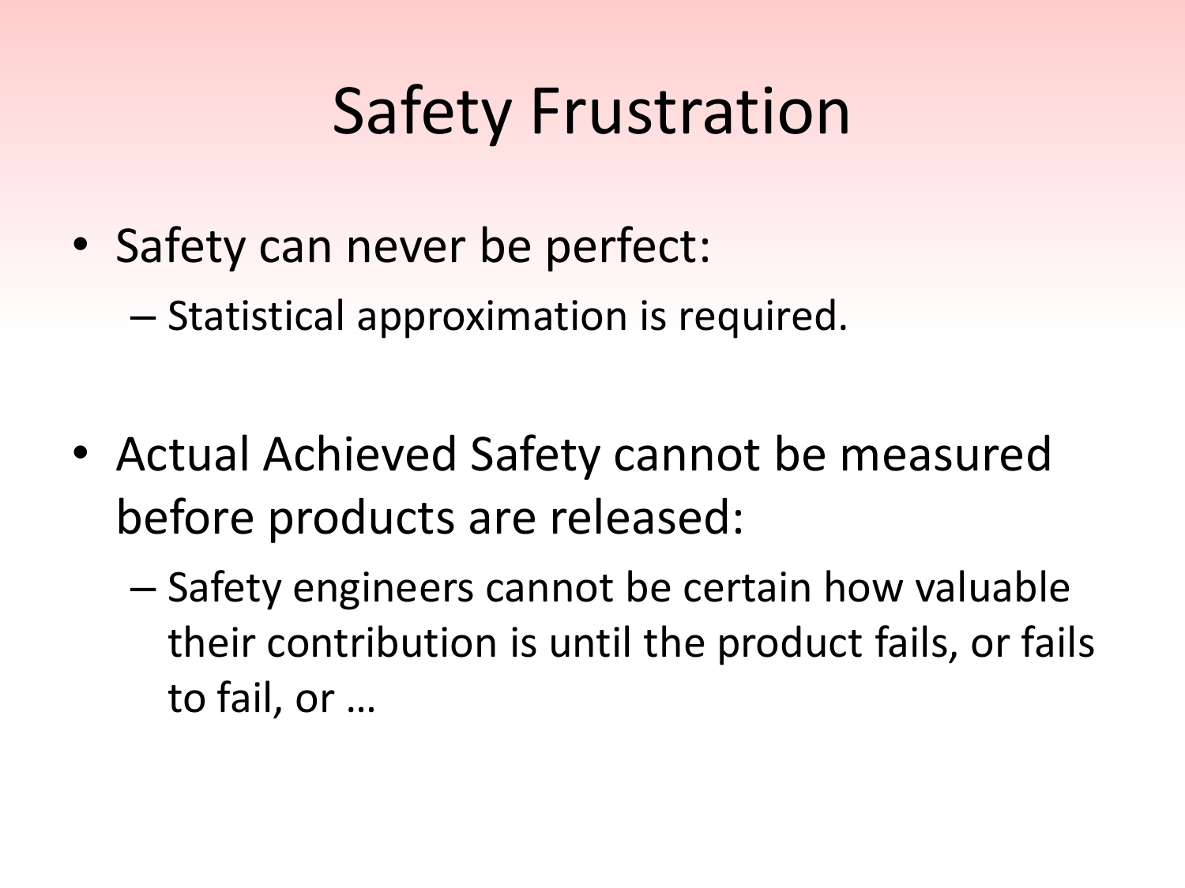# Safety Frustration

- Safety can never be perfect:
  - Statistical approximation is required.

- Actual Achieved Safety cannot be measured before products are released:
  - Safety engineers cannot be certain how valuable their contribution is until the product fails, or fails to fail, or …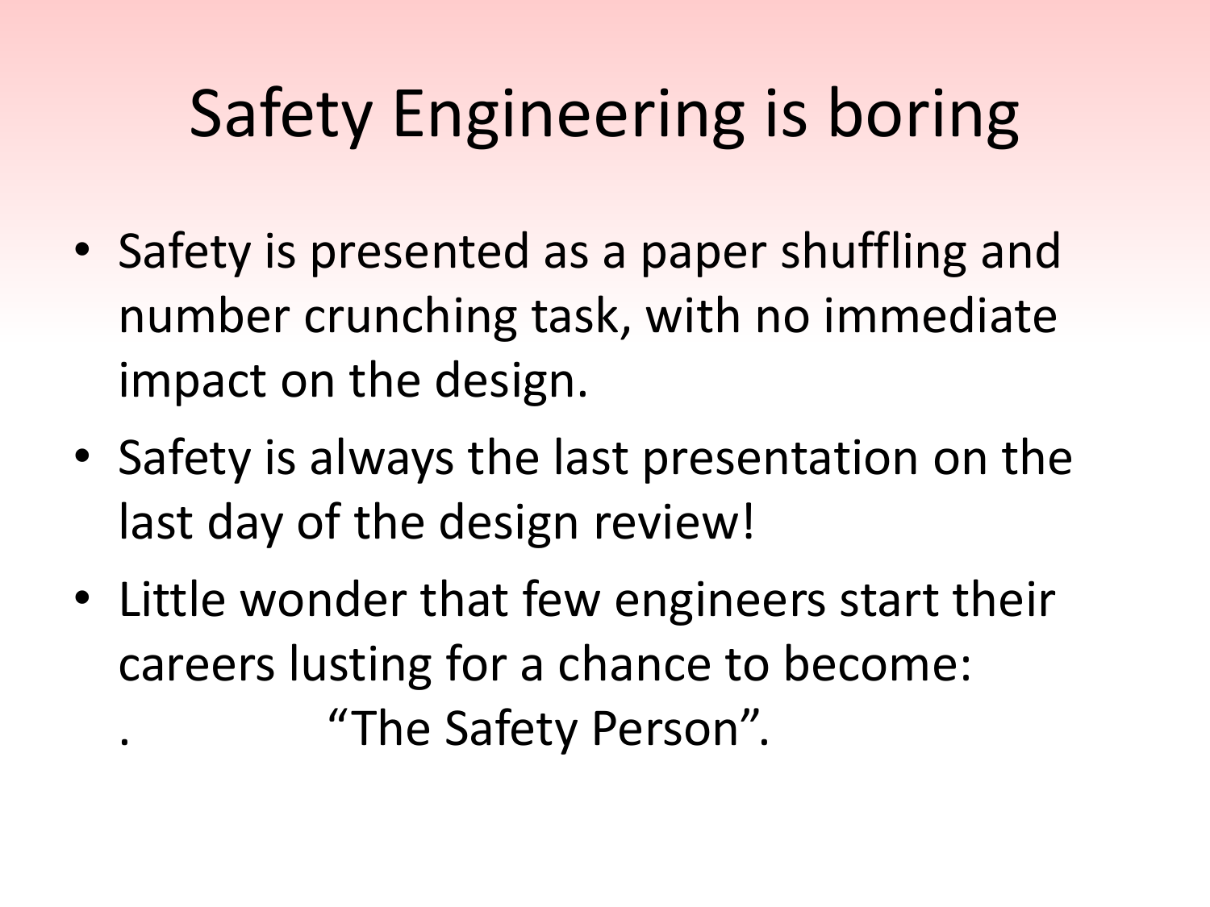# Safety Engineering is boring

- Safety is presented as a paper shuffling and number crunching task, with no immediate impact on the design.
- Safety is always the last presentation on the last day of the design review!
- Little wonder that few engineers start their careers lusting for a chance to become:
  . "The Safety Person".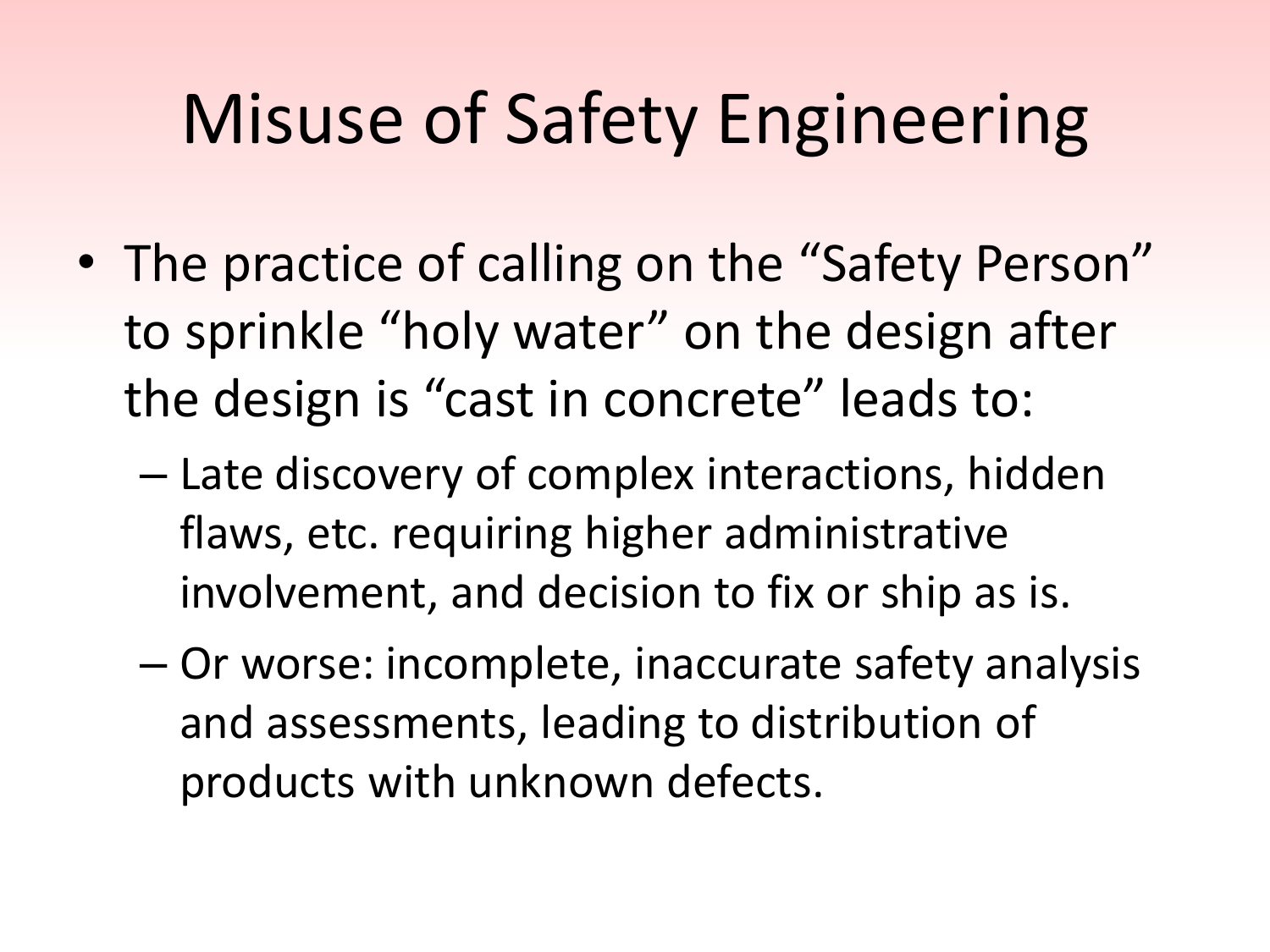# Misuse of Safety Engineering

- The practice of calling on the "Safety Person" to sprinkle "holy water" on the design after the design is "cast in concrete" leads to:
  - Late discovery of complex interactions, hidden flaws, etc. requiring higher administrative involvement, and decision to fix or ship as is.
  - Or worse: incomplete, inaccurate safety analysis and assessments, leading to distribution of products with unknown defects.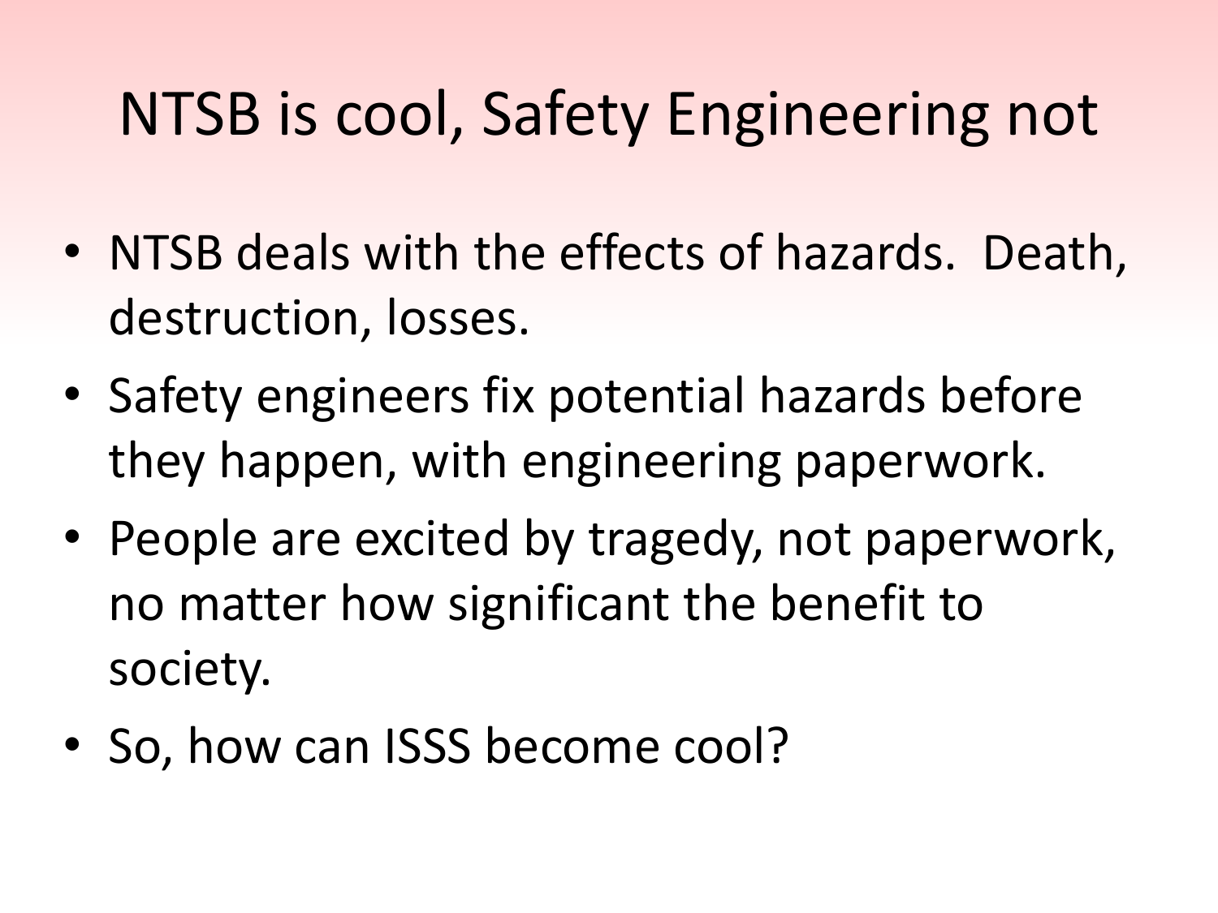# NTSB is cool, Safety Engineering not

- NTSB deals with the effects of hazards.  Death, destruction, losses.
- Safety engineers fix potential hazards before they happen, with engineering paperwork.
- People are excited by tragedy, not paperwork, no matter how significant the benefit to society.
- So, how can ISSS become cool?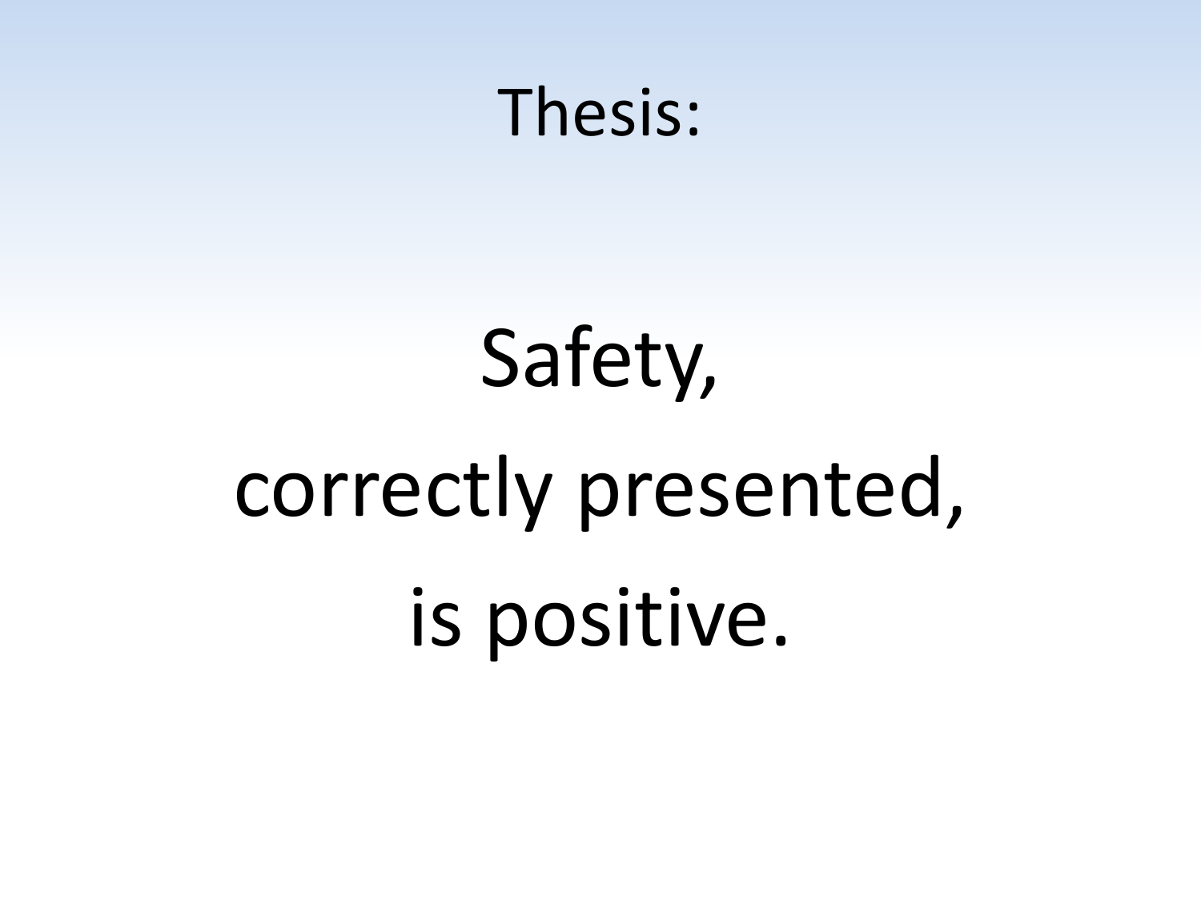# Thesis:

Safety,

correctly presented,

is positive.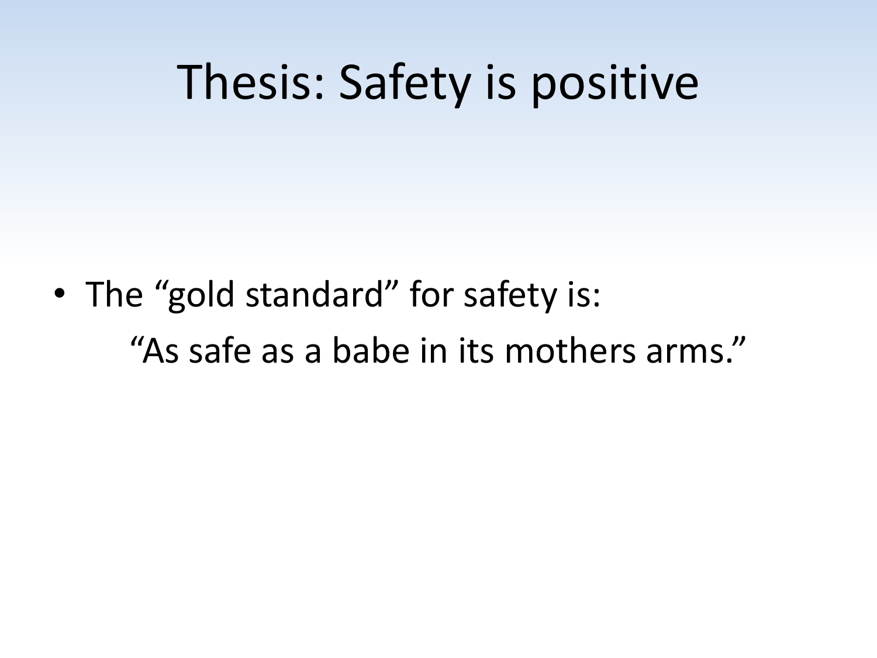# Thesis: Safety is positive

- The "gold standard" for safety is:

  "As safe as a babe in its mothers arms."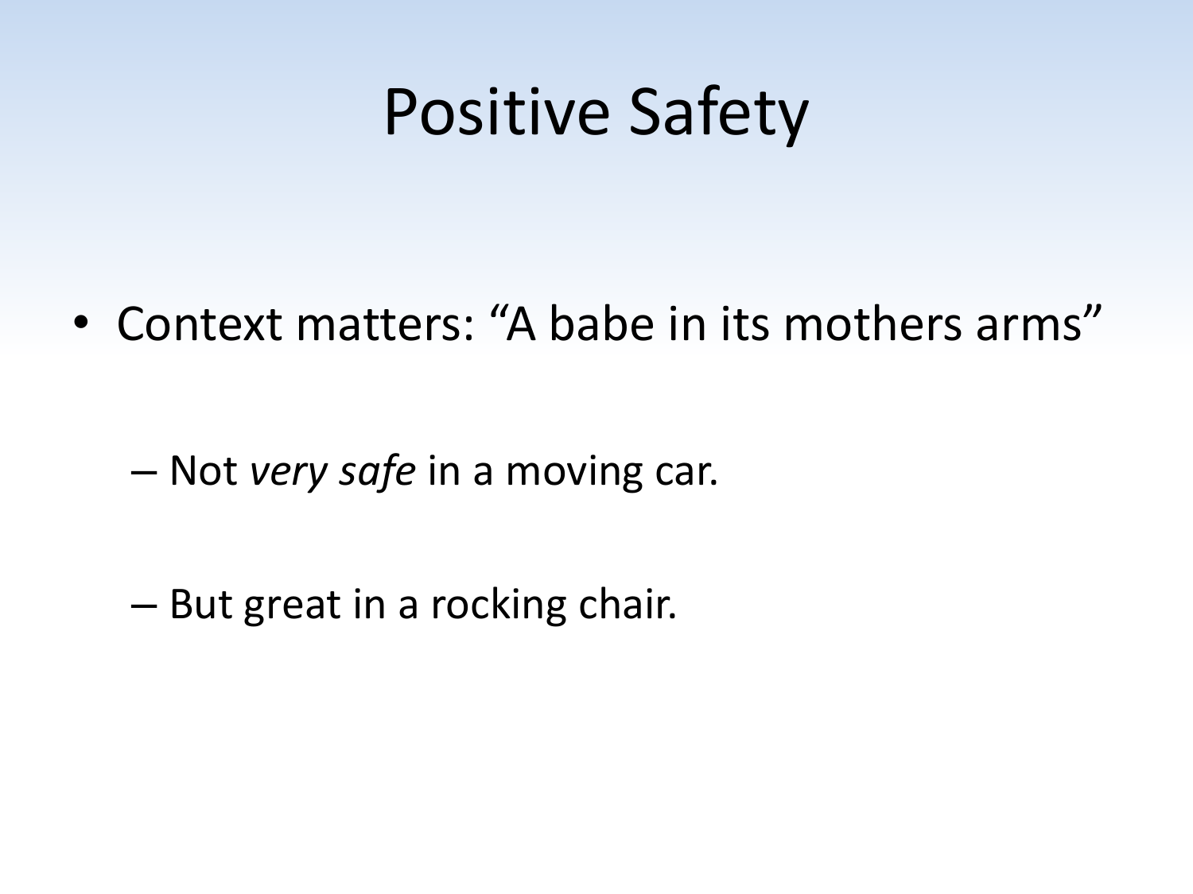# Positive Safety

- Context matters: “A babe in its mothers arms”
  - Not *very safe* in a moving car.
  - But great in a rocking chair.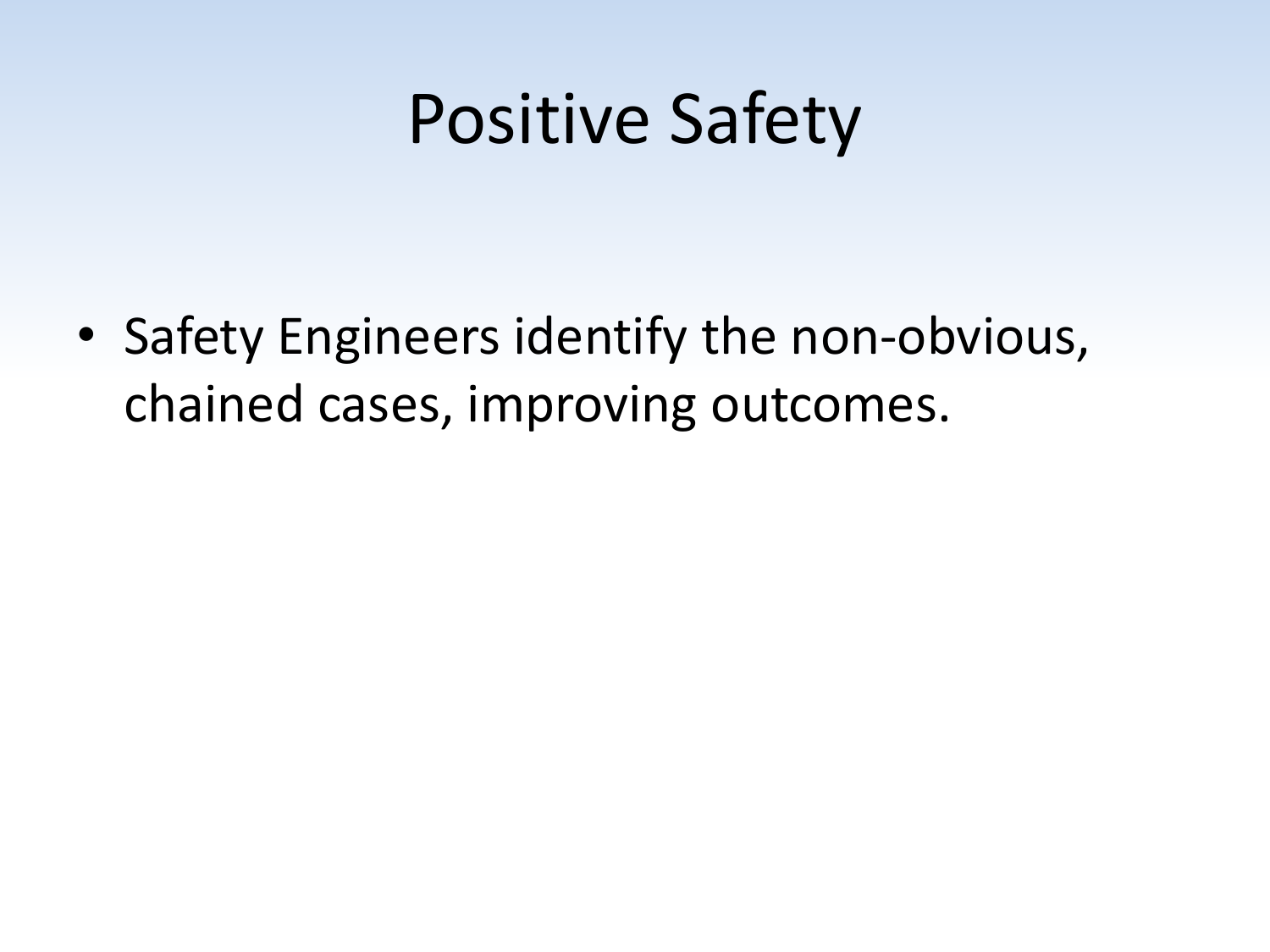# Positive Safety

- Safety Engineers identify the non-obvious, chained cases, improving outcomes.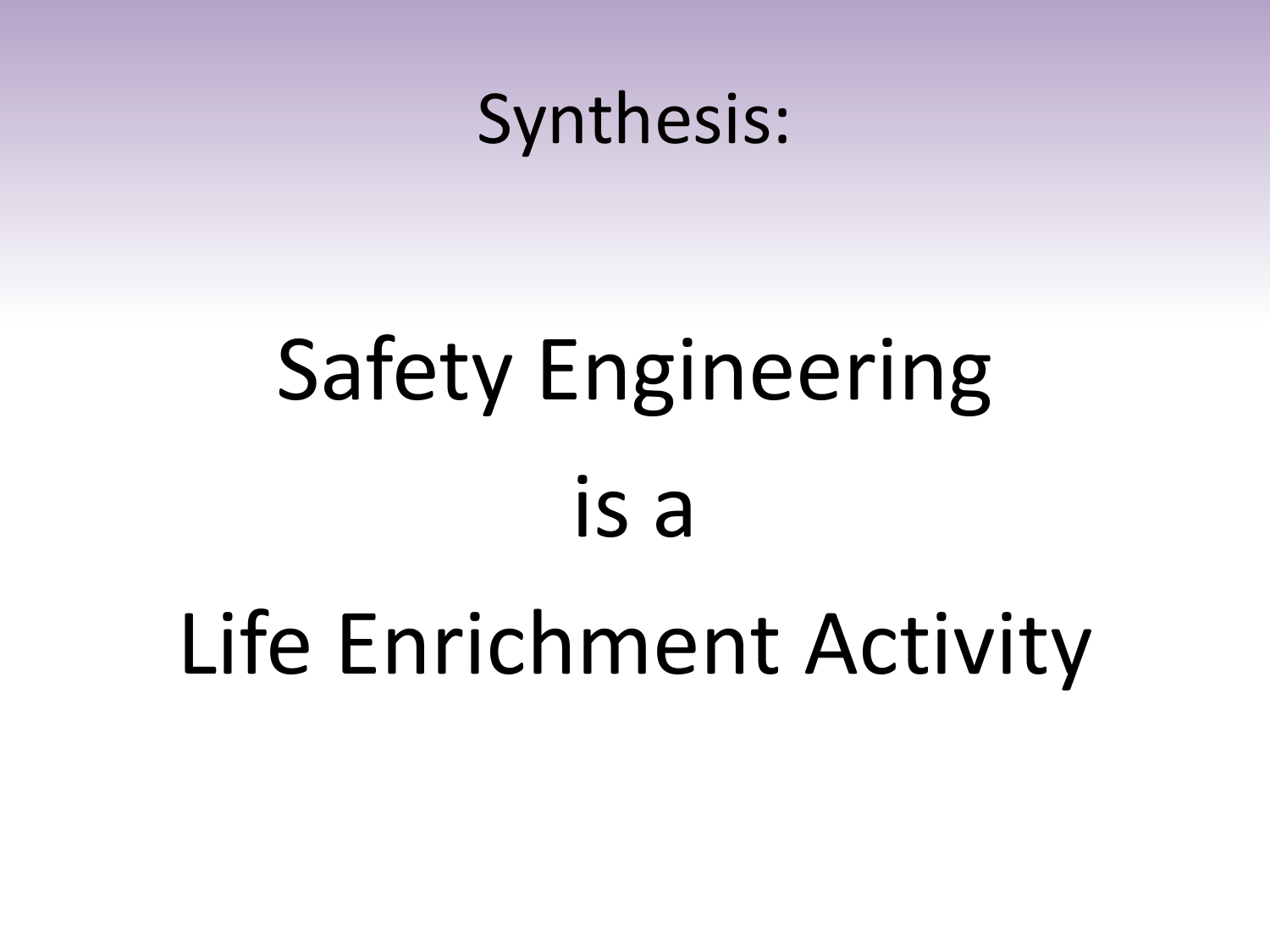# Synthesis:

Safety Engineering

is a

Life Enrichment Activity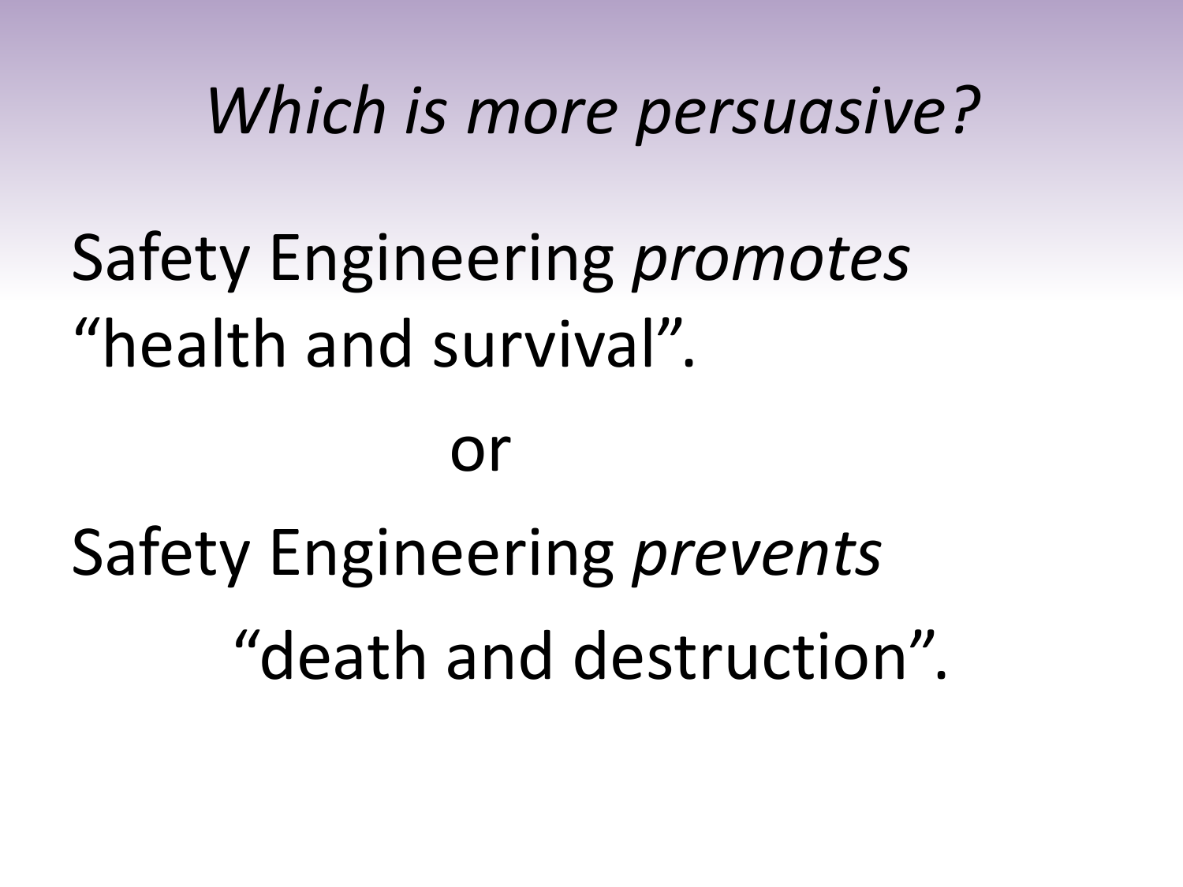# *Which is more persuasive?*

Safety Engineering *promotes* "health and survival".

or

Safety Engineering *prevents* "death and destruction".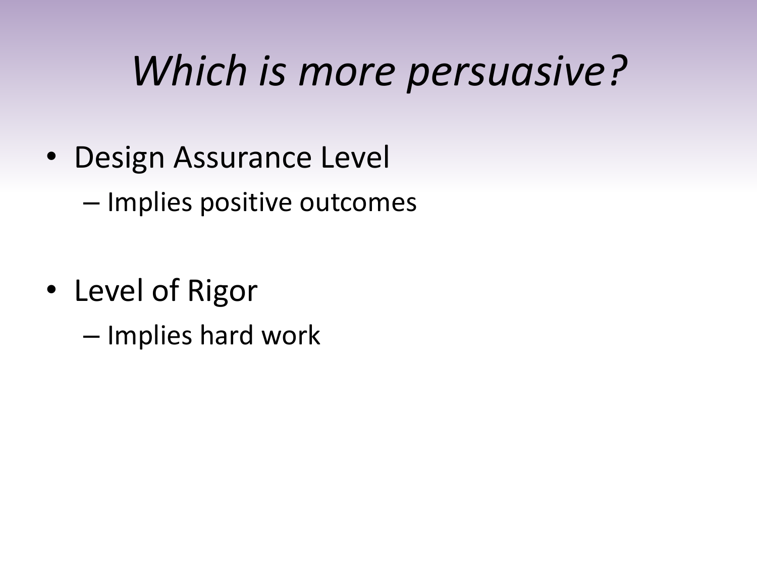# *Which is more persuasive?*

- Design Assurance Level
  - Implies positive outcomes

- Level of Rigor
  - Implies hard work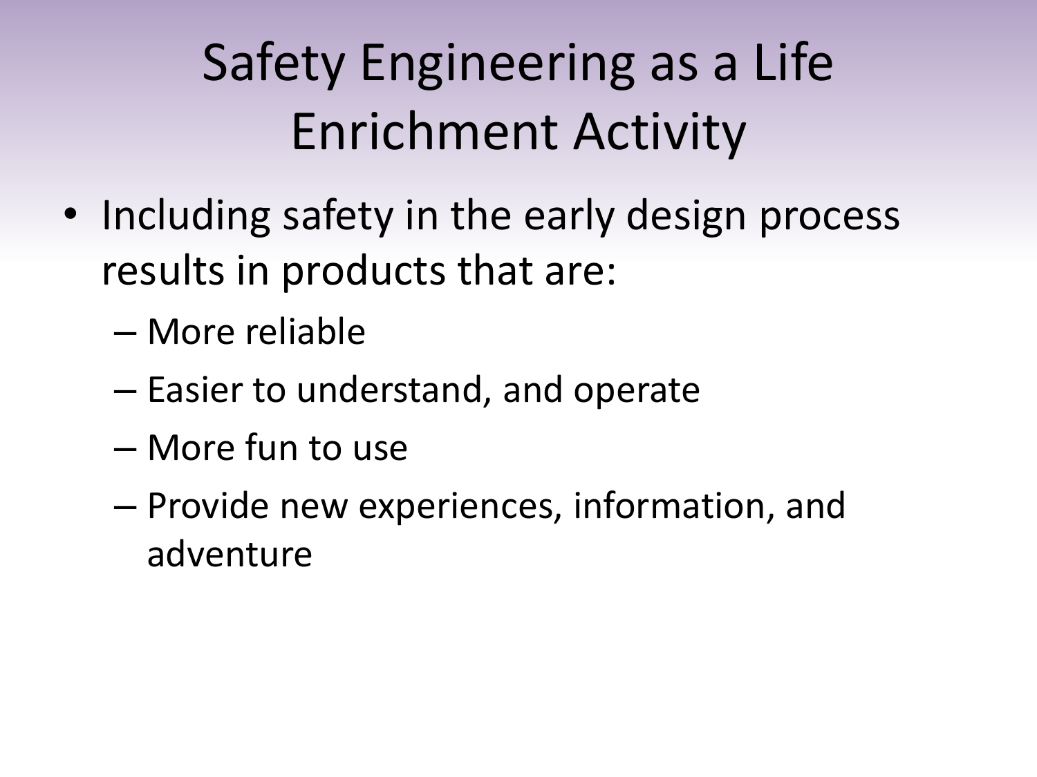# Safety Engineering as a Life Enrichment Activity

- Including safety in the early design process results in products that are:
  - More reliable
  - Easier to understand, and operate
  - More fun to use
  - Provide new experiences, information, and adventure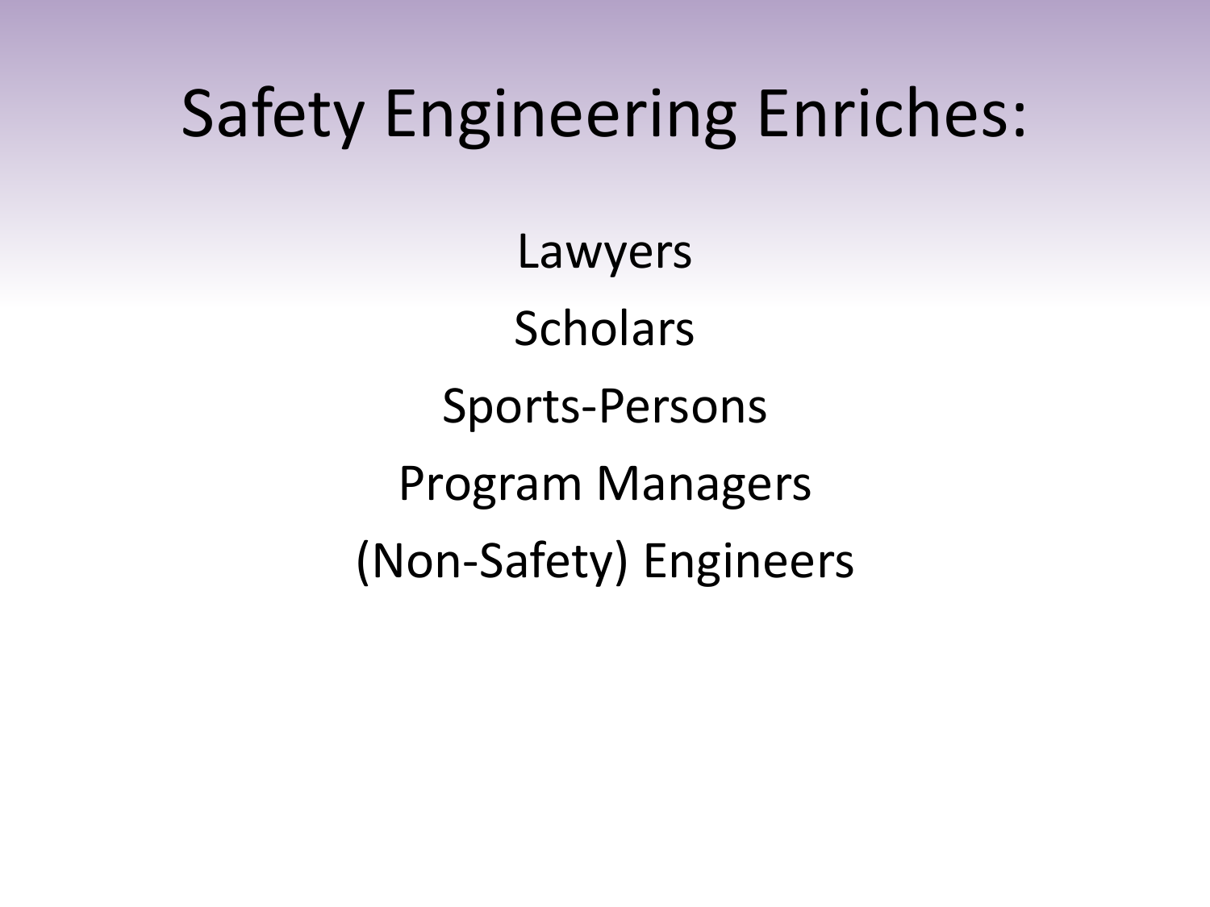# Safety Engineering Enriches:

Lawyers

Scholars

Sports-Persons

Program Managers

(Non-Safety) Engineers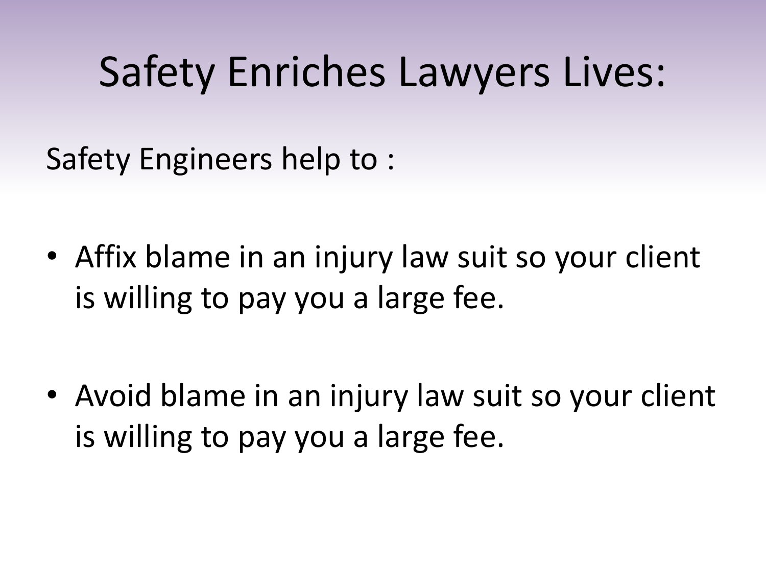# Safety Enriches Lawyers Lives:

Safety Engineers help to :

- Affix blame in an injury law suit so your client is willing to pay you a large fee.
- Avoid blame in an injury law suit so your client is willing to pay you a large fee.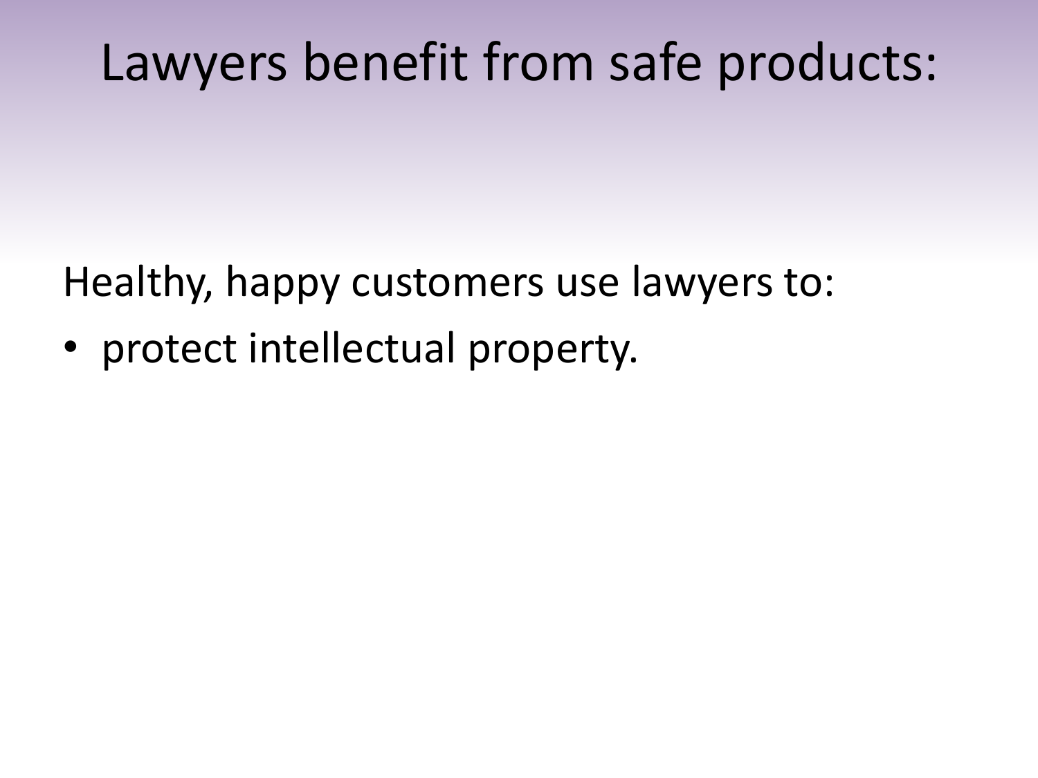# Lawyers benefit from safe products:

Healthy, happy customers use lawyers to:

- protect intellectual property.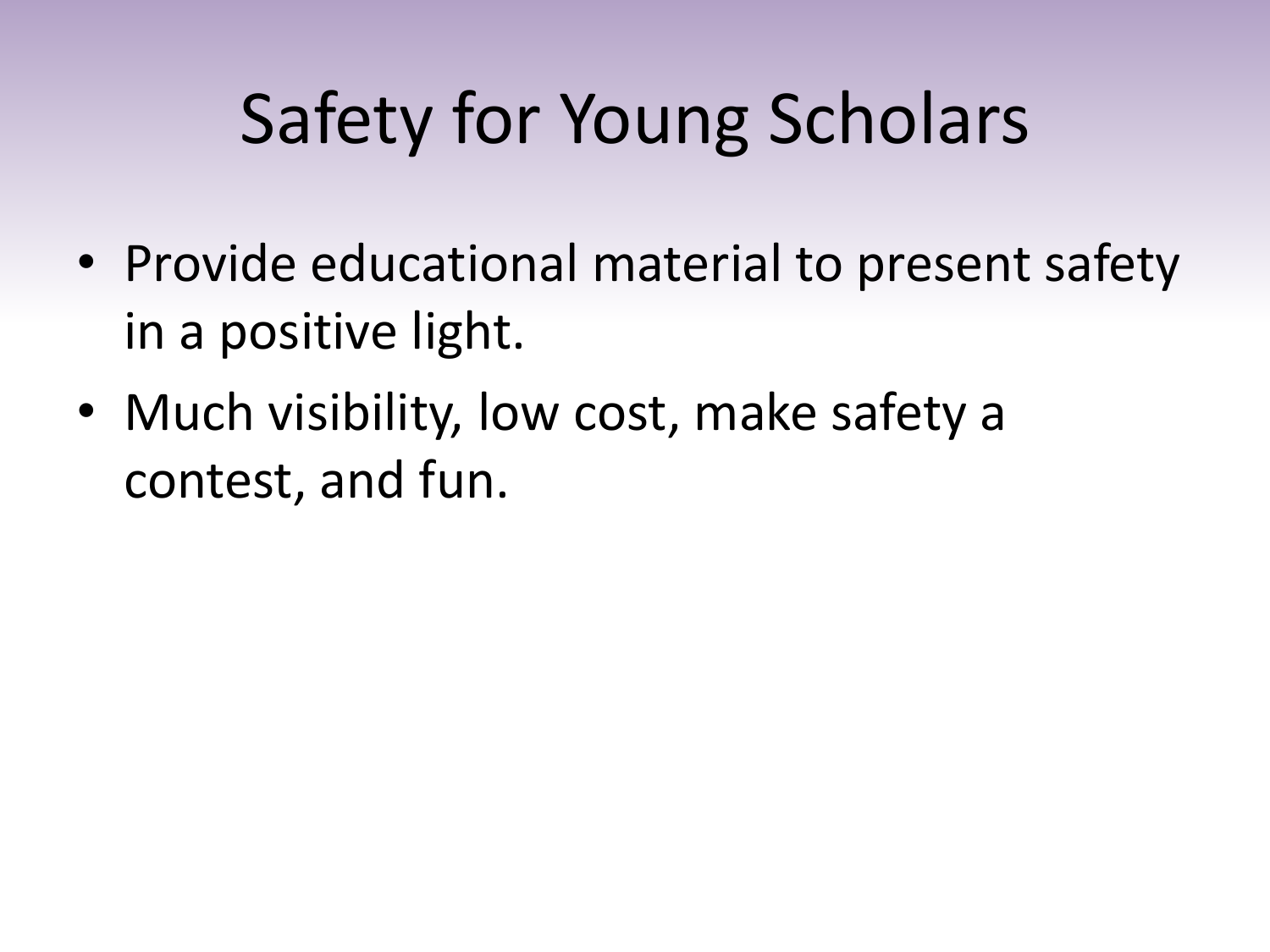# Safety for Young Scholars

- Provide educational material to present safety in a positive light.
- Much visibility, low cost, make safety a contest, and fun.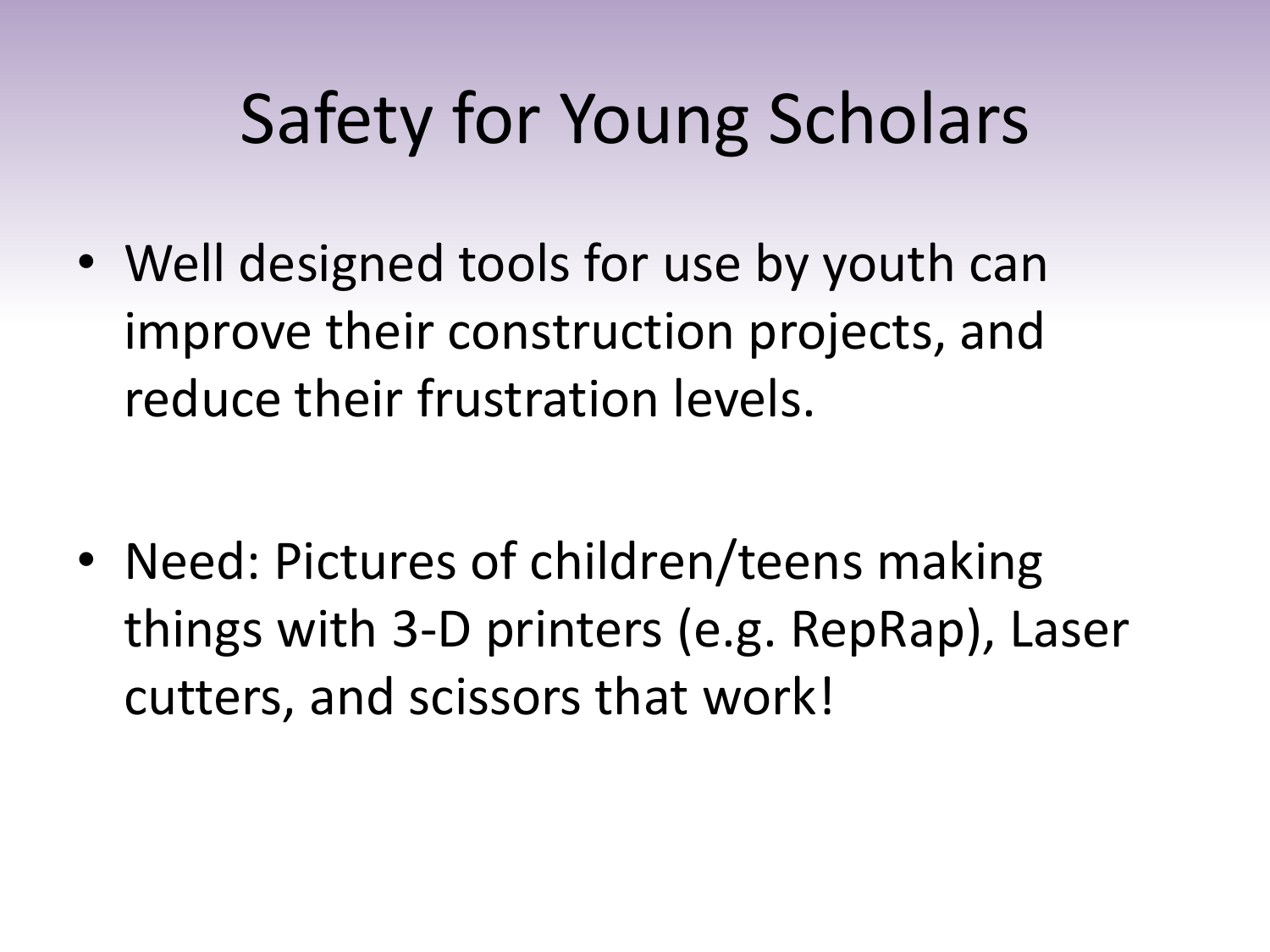# Safety for Young Scholars

- Well designed tools for use by youth can improve their construction projects, and reduce their frustration levels.

- Need: Pictures of children/teens making things with 3-D printers (e.g. RepRap), Laser cutters, and scissors that work!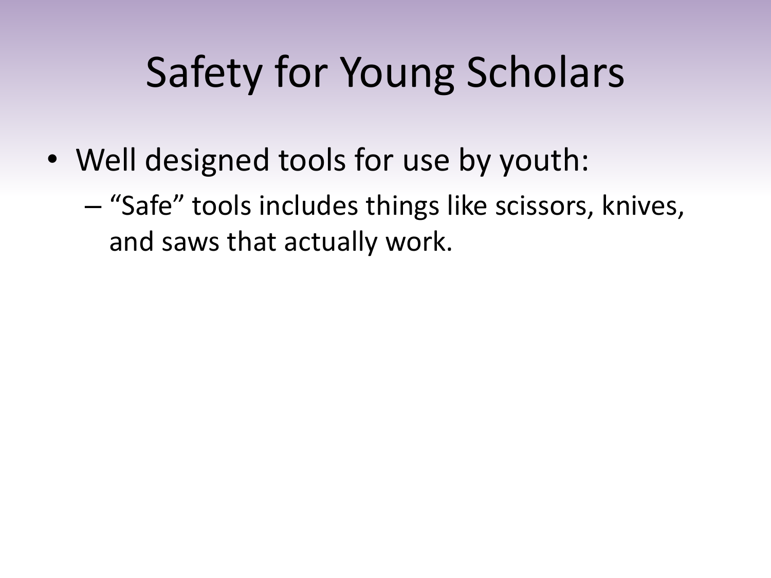# Safety for Young Scholars

- Well designed tools for use by youth:
  - "Safe" tools includes things like scissors, knives, and saws that actually work.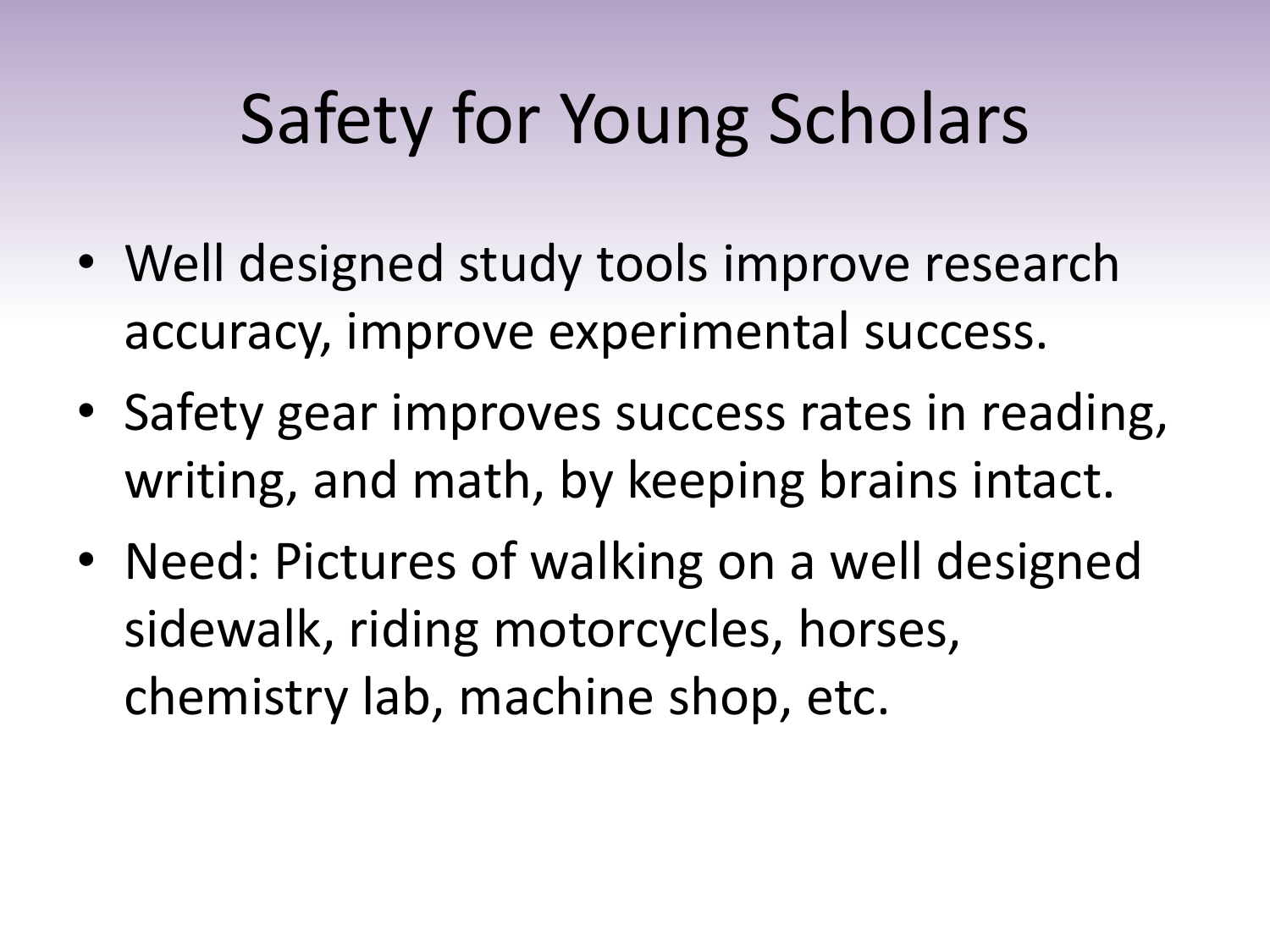# Safety for Young Scholars

- Well designed study tools improve research accuracy, improve experimental success.
- Safety gear improves success rates in reading, writing, and math, by keeping brains intact.
- Need: Pictures of walking on a well designed sidewalk, riding motorcycles, horses, chemistry lab, machine shop, etc.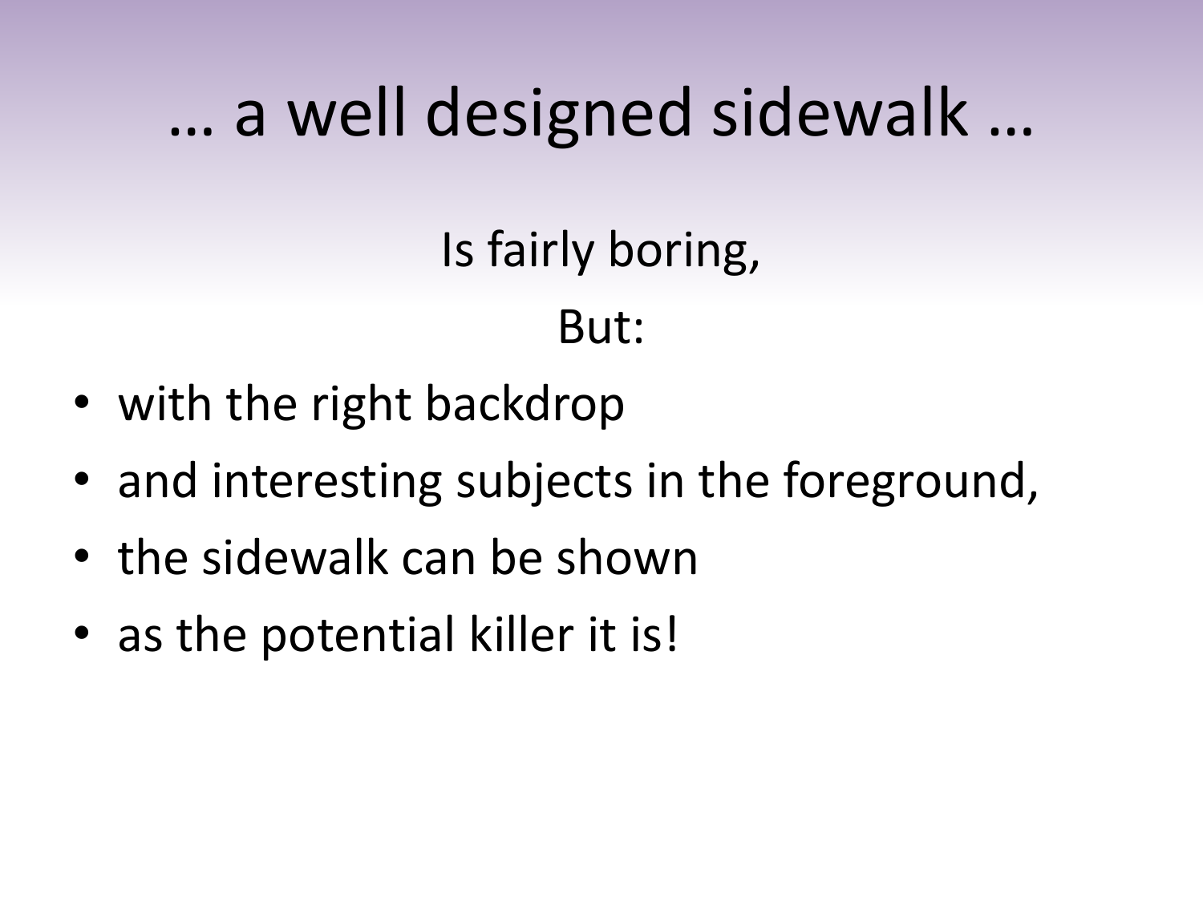# … a well designed sidewalk …

Is fairly boring,

But:

- with the right backdrop
- and interesting subjects in the foreground,
- the sidewalk can be shown
- as the potential killer it is!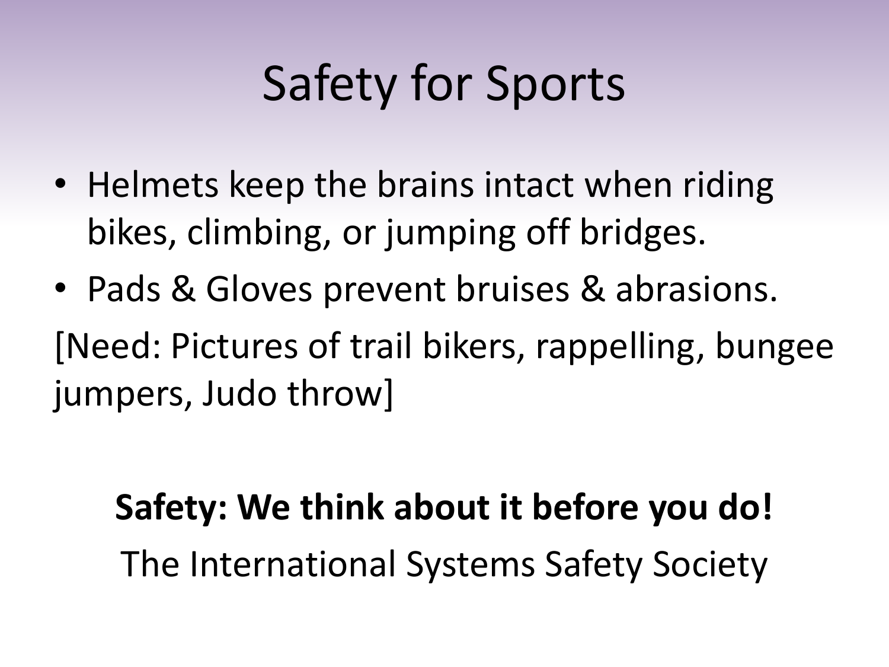# Safety for Sports

- Helmets keep the brains intact when riding bikes, climbing, or jumping off bridges.
- Pads & Gloves prevent bruises & abrasions.

[Need: Pictures of trail bikers, rappelling, bungee jumpers, Judo throw]

**Safety: We think about it before you do!**

The International Systems Safety Society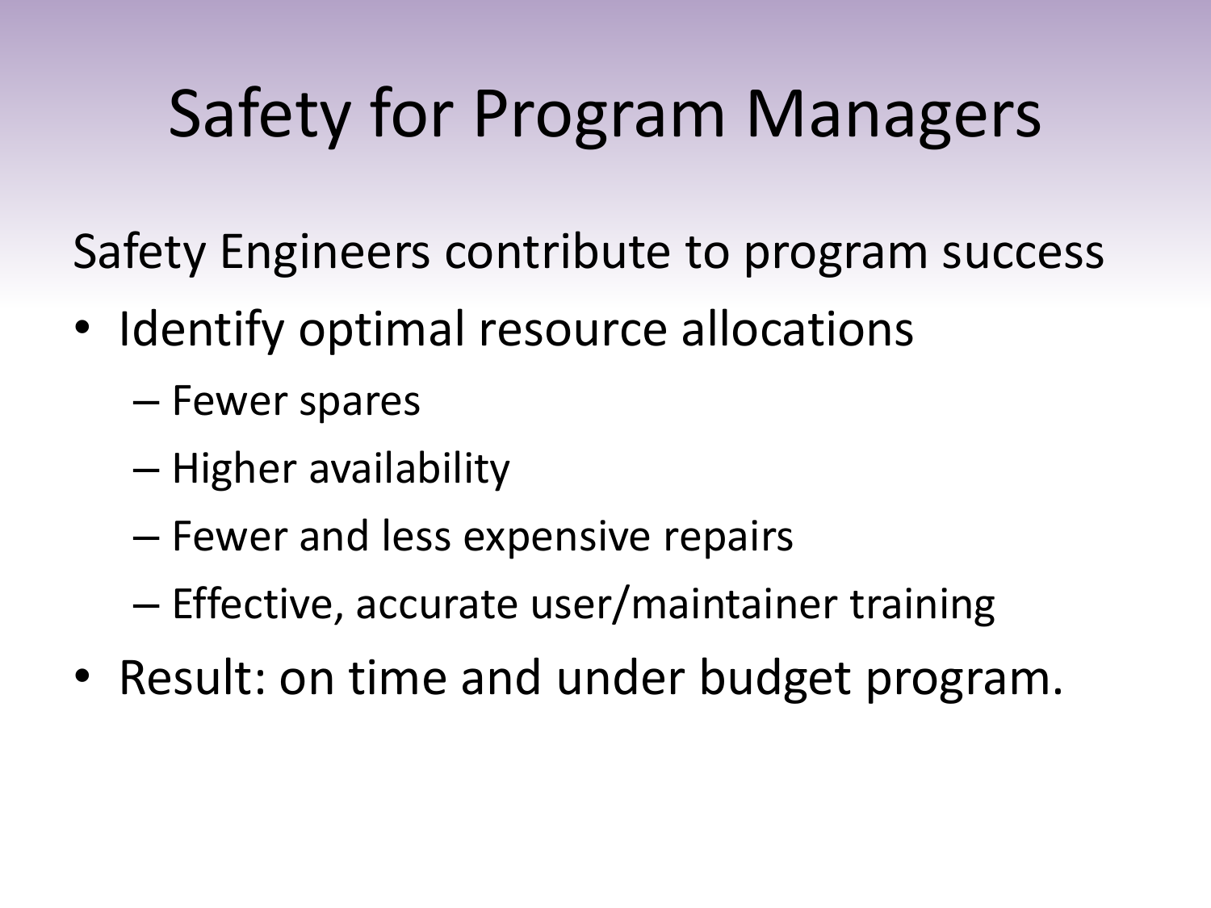# Safety for Program Managers

Safety Engineers contribute to program success

- Identify optimal resource allocations
  - Fewer spares
  - Higher availability
  - Fewer and less expensive repairs
  - Effective, accurate user/maintainer training
- Result: on time and under budget program.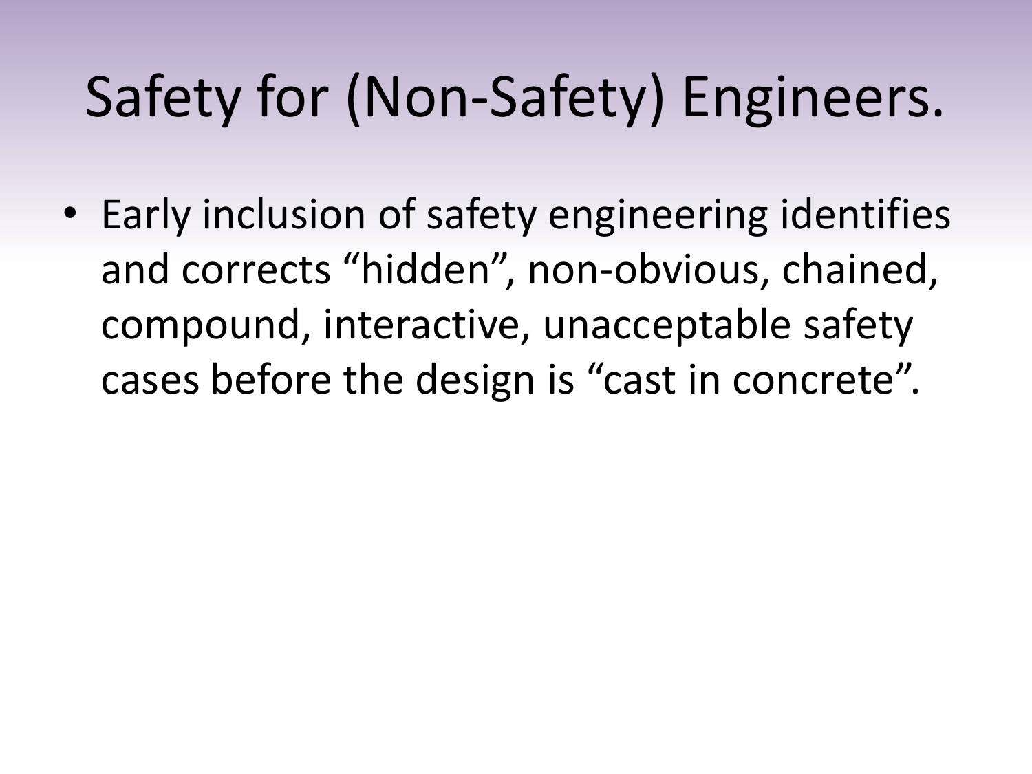# Safety for (Non-Safety) Engineers.

- Early inclusion of safety engineering identifies and corrects “hidden”, non-obvious, chained, compound, interactive, unacceptable safety cases before the design is “cast in concrete”.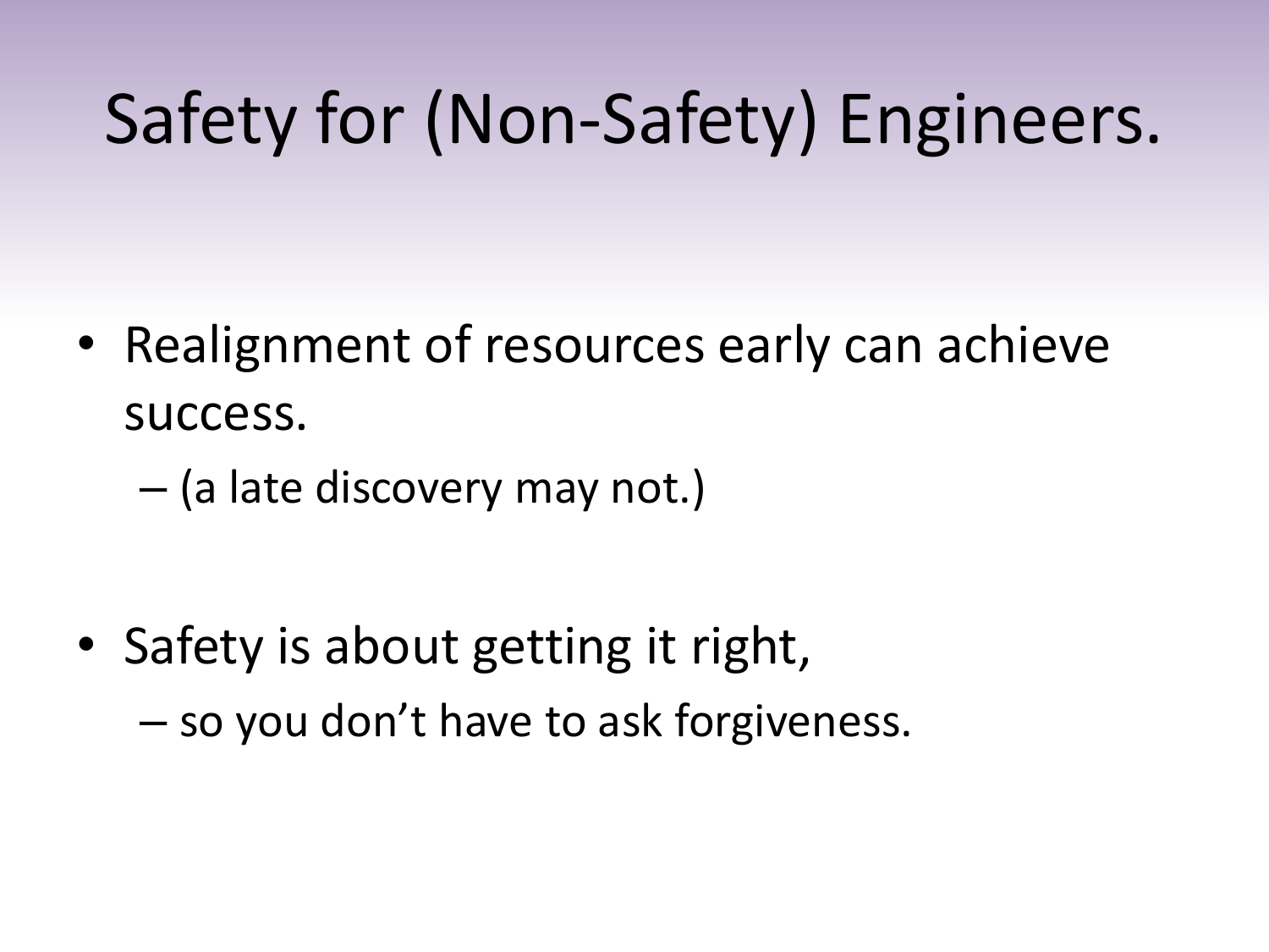# Safety for (Non-Safety) Engineers.

- Realignment of resources early can achieve success.
  - (a late discovery may not.)

- Safety is about getting it right,
  - so you don't have to ask forgiveness.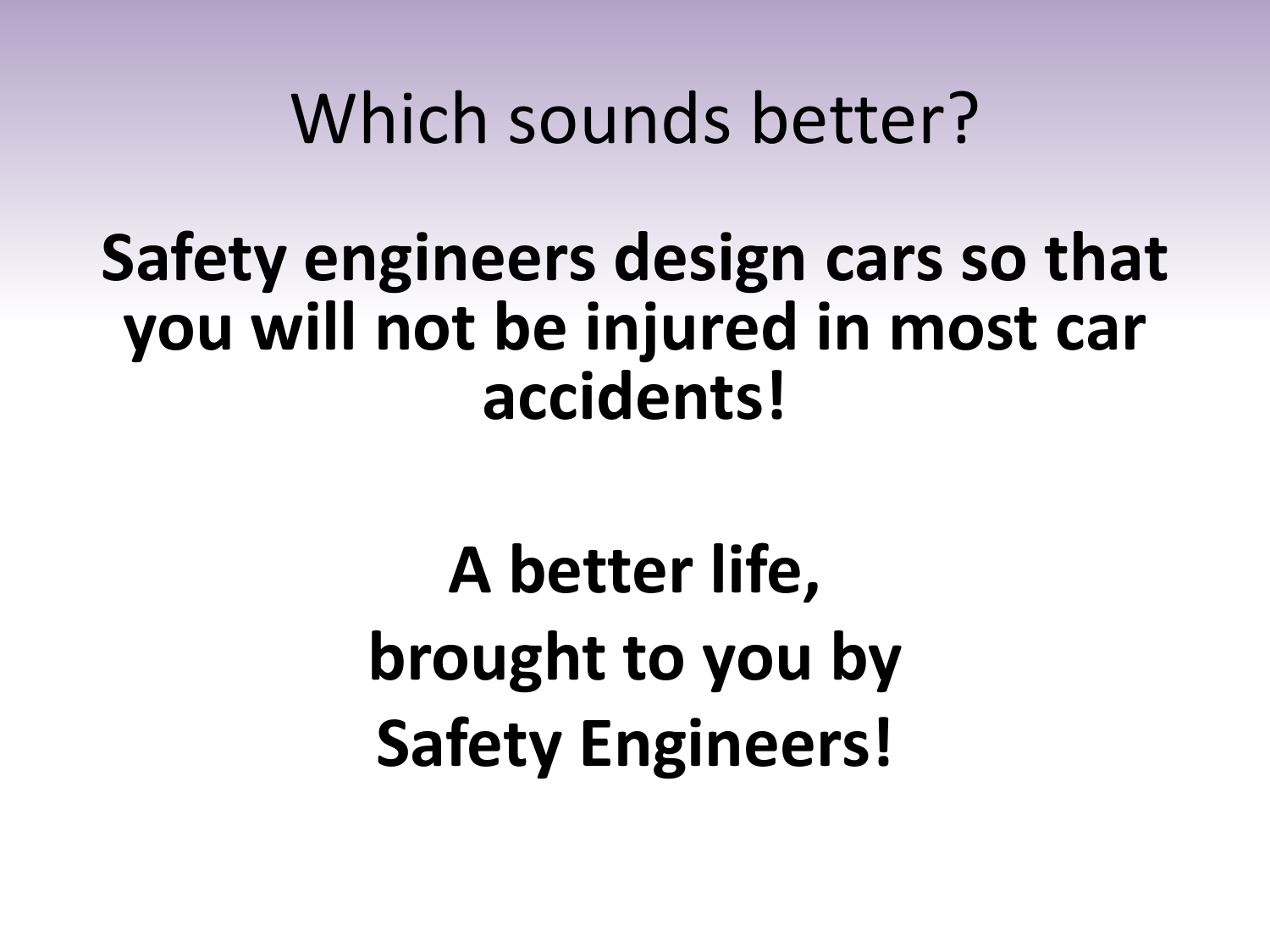# Which sounds better?

**Safety engineers design cars so that you will not be injured in most car accidents!**

**A better life,**
**brought to you by**
**Safety Engineers!**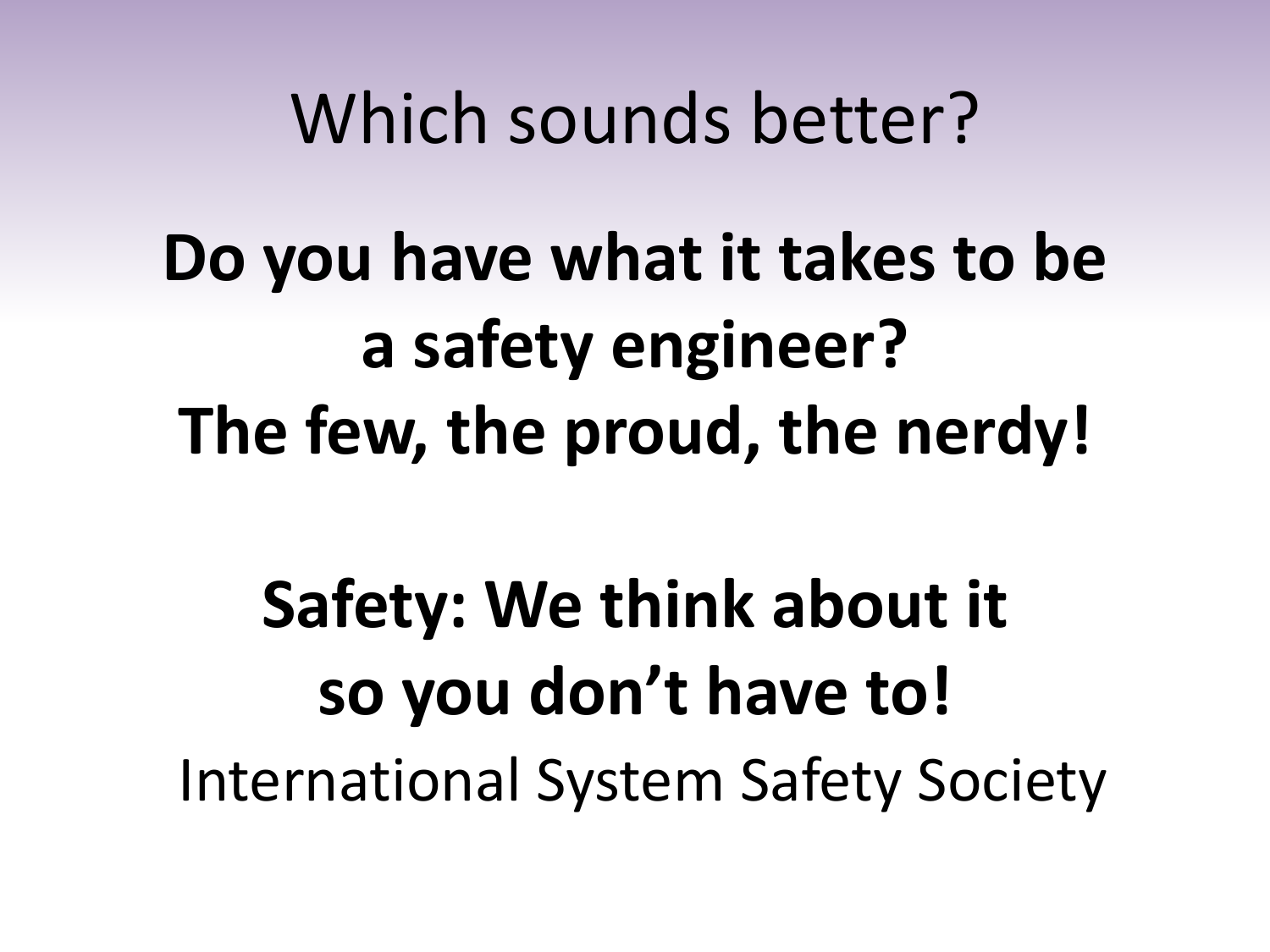# Which sounds better?

**Do you have what it takes to be a safety engineer?**
**The few, the proud, the nerdy!**

**Safety: We think about it so you don't have to!**
International System Safety Society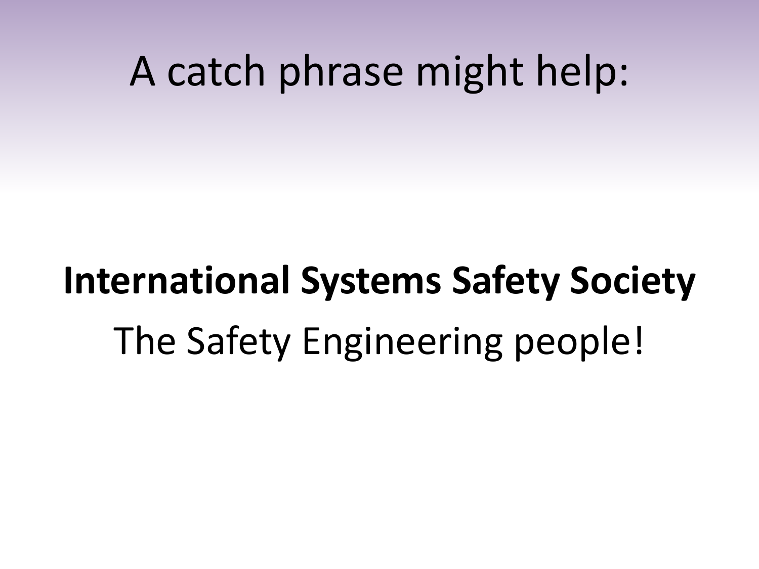# A catch phrase might help:

**International Systems Safety Society**

The Safety Engineering people!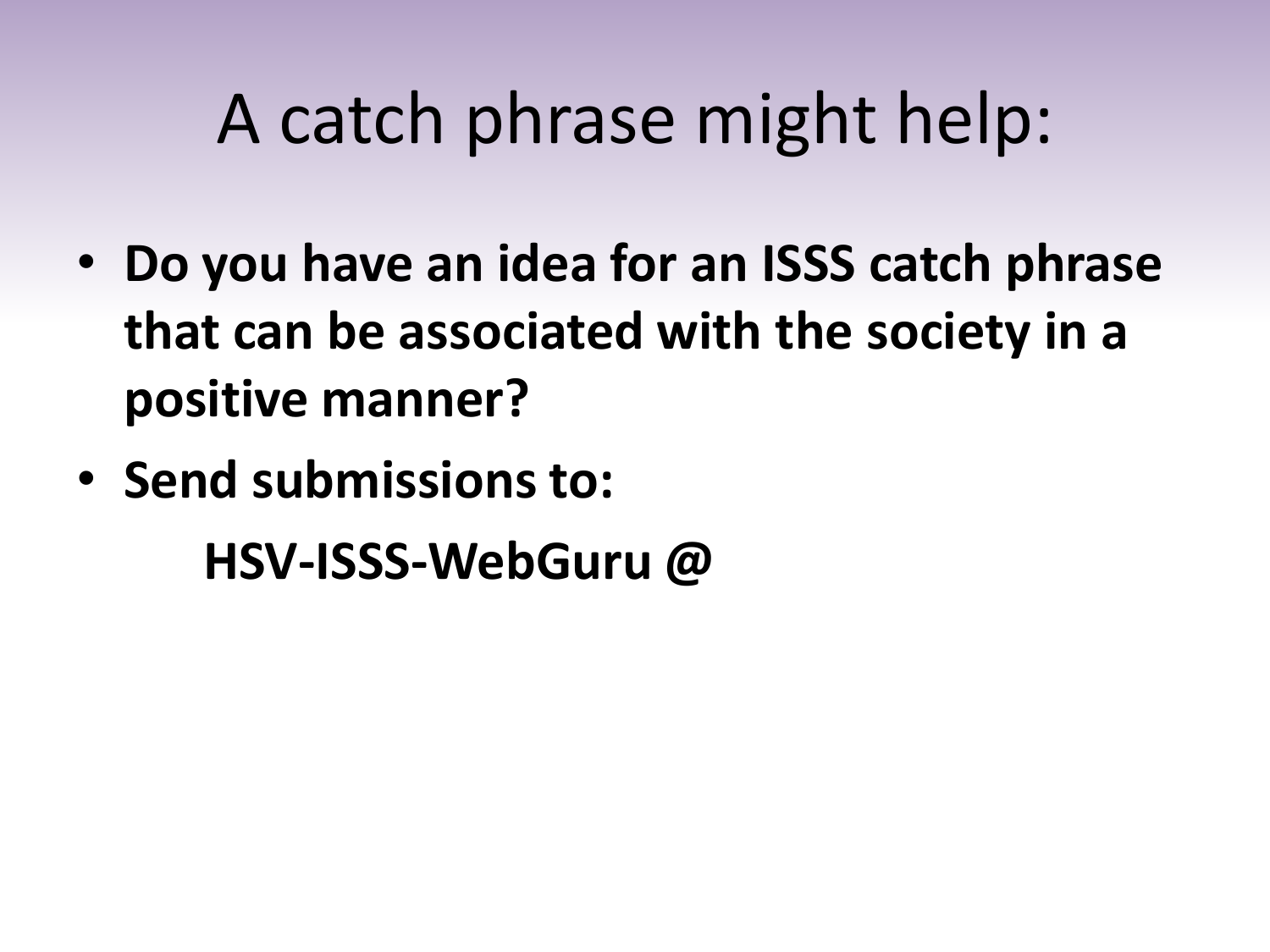# A catch phrase might help:

- **Do you have an idea for an ISSS catch phrase that can be associated with the society in a positive manner?**
- **Send submissions to:**

  **HSV-ISSS-WebGuru @**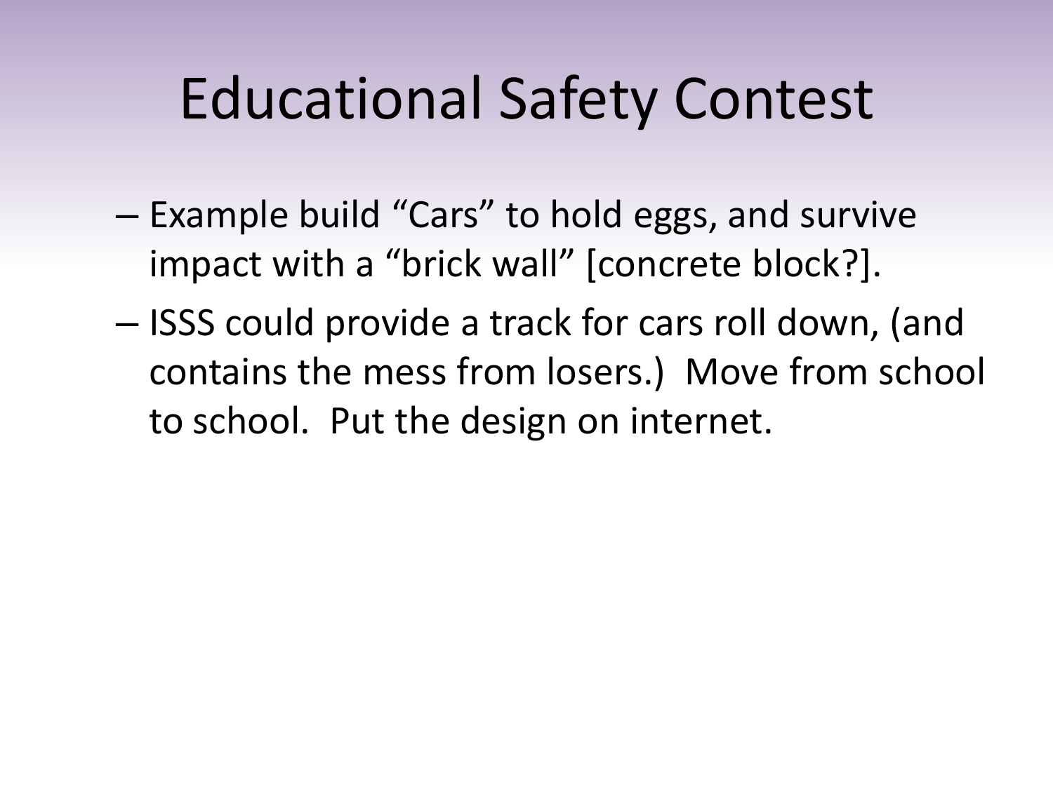# Educational Safety Contest

- Example build “Cars” to hold eggs, and survive impact with a “brick wall” [concrete block?].
- ISSS could provide a track for cars roll down, (and contains the mess from losers.) Move from school to school. Put the design on internet.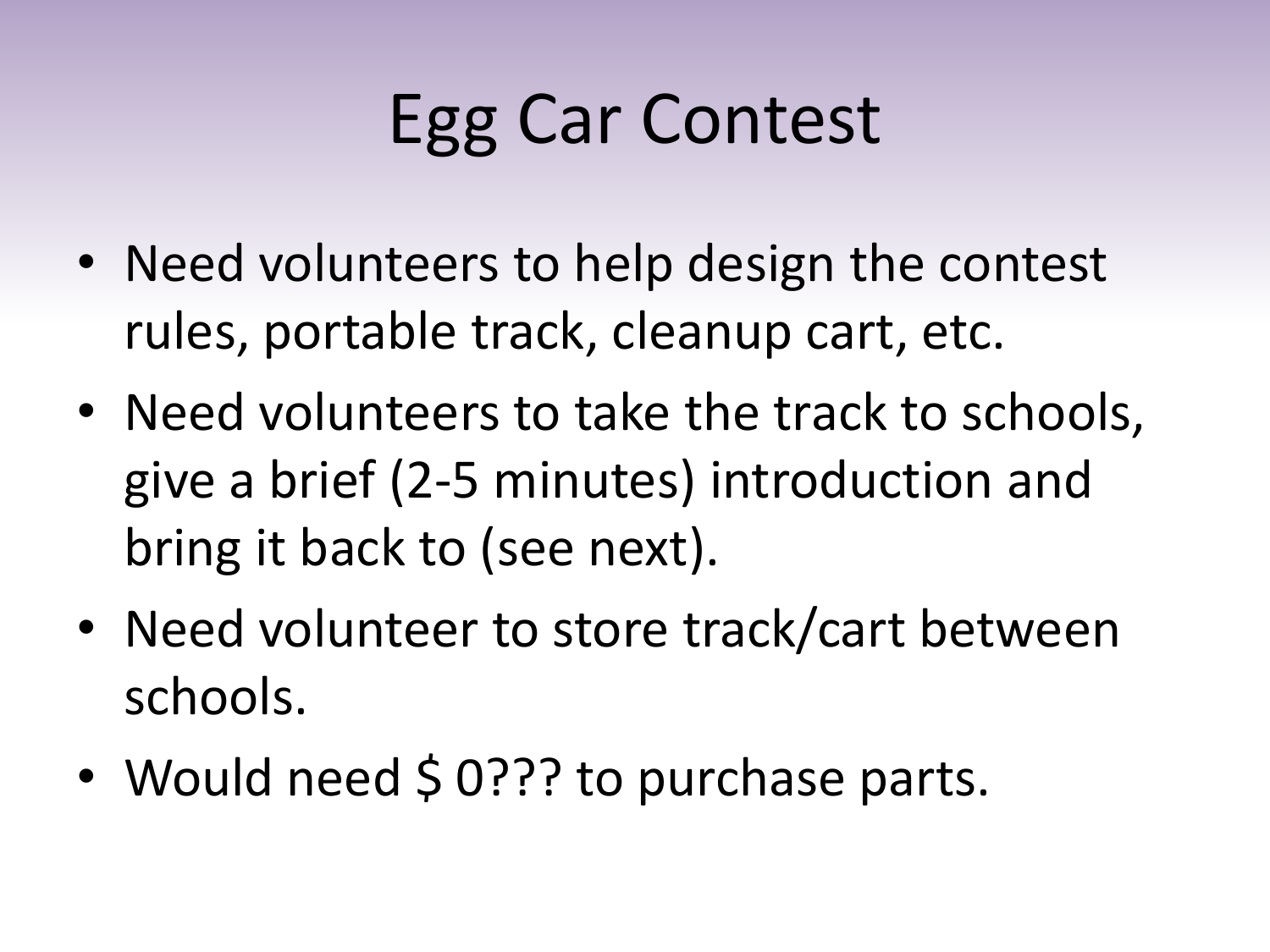# Egg Car Contest

- Need volunteers to help design the contest rules, portable track, cleanup cart, etc.
- Need volunteers to take the track to schools, give a brief (2-5 minutes) introduction and bring it back to (see next).
- Need volunteer to store track/cart between schools.
- Would need $ 0??? to purchase parts.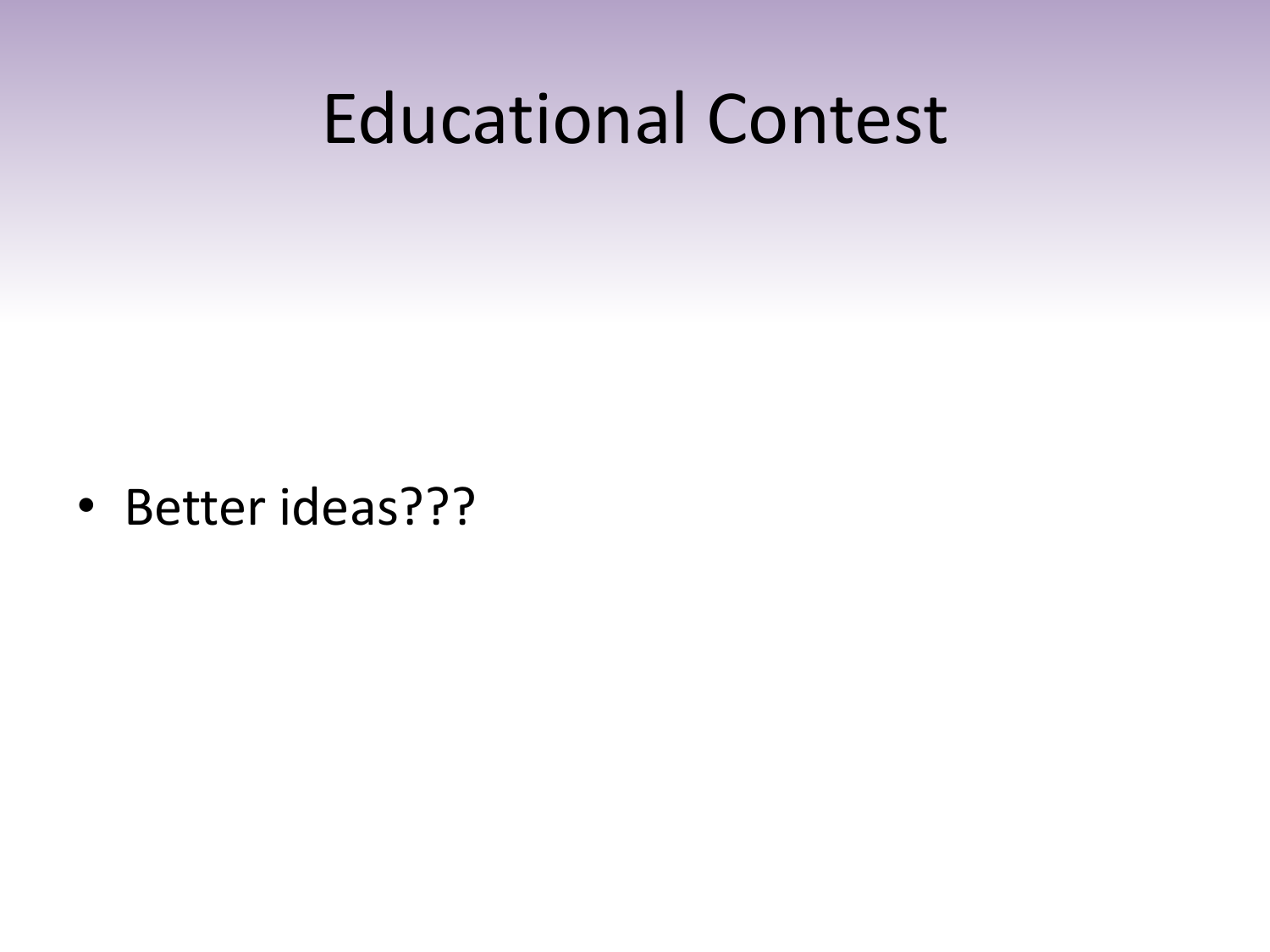# Educational Contest

- Better ideas???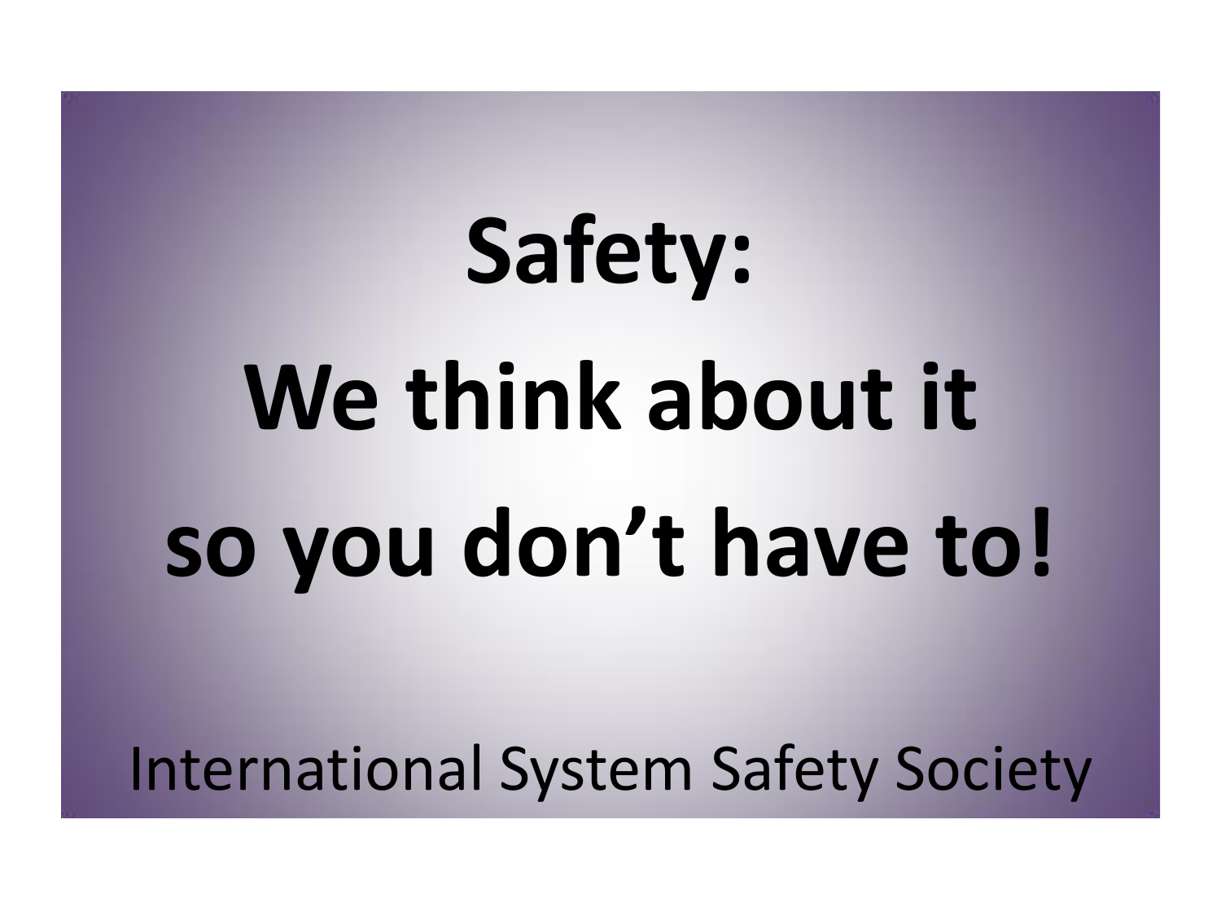# Safety:
# We think about it so you don't have to!

International System Safety Society